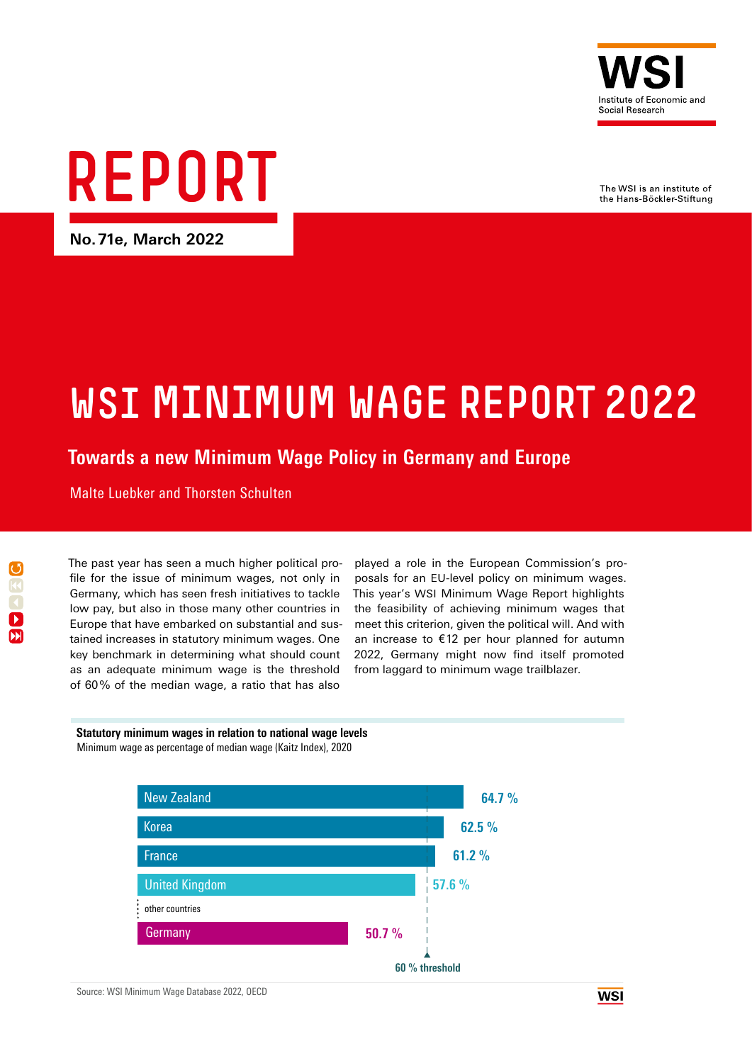WSI

Institute of Economic and Social Research

# REPORT

**No. 71e, March 2022**

The WSI is an institute of the Hans-Böckler-Stiftung

# WSI MINIMUM WAGE REPORT 2022

## Towards a new Minimum Wage Policy in Germany and Europe

Malte Luebker and Thorsten Schulten

The past year has seen a much higher political profile for the issue of minimum wages, not only in Germany, which has seen fresh initiatives to tackle low pay, but also in those many other countries in Europe that have embarked on substantial and sustained increases in statutory minimum wages. One key benchmark in determining what should count as an adequate minimum wage is the threshold of 60 % of the median wage, a ratio that has also played a role in the European Commission's proposals for an EU-level policy on minimum wages. This year's WSI Minimum Wage Report highlights the feasibility of achieving minimum wages that meet this criterion, given the political will. And with an increase to €12 per hour planned for autumn 2022, Germany might now find itself promoted from laggard to minimum wage trailblazer.

**Statutory minimum wages in relation to national wage levels**

Minimum wage as percentage of median wage (Kaitz Index), 2020

| Country | Kaitz Index |
|---|---|
| New Zealand | 64.7 % |
| Korea | 62.5 % |
| France | 61.2 % |
| United Kingdom | 57.6 % |
| other countries | |
| Germany | 50.7 % |

60 % threshold

Source: WSI Minimum Wage Database 2022, OECD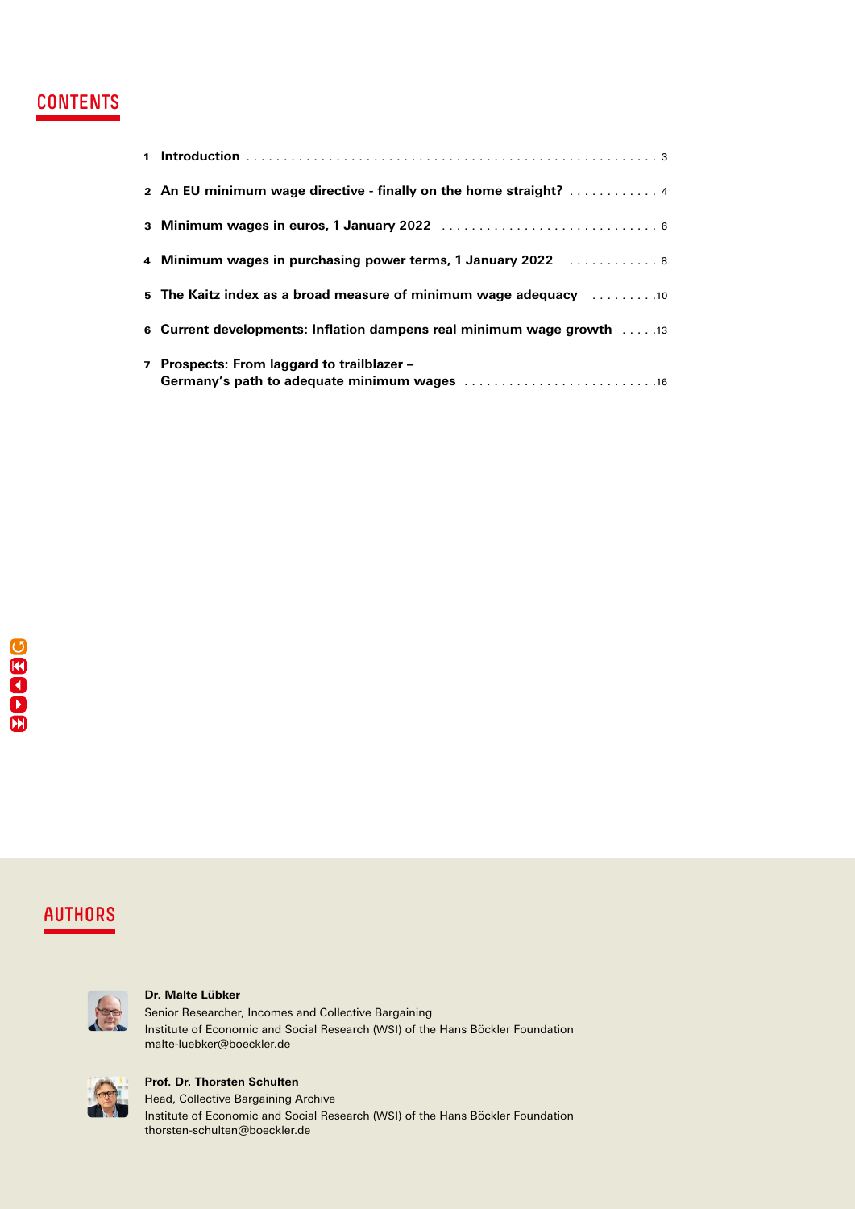## CONTENTS

1. **Introduction** . . . . . . . . . . . . . . . . . . . . . . . . . . . . . . . . . . . . . . . . . . . . . . . . . . . . . 3
2. **An EU minimum wage directive - finally on the home straight?** . . . . . . . . . . . . 4
3. **Minimum wages in euros, 1 January 2022** . . . . . . . . . . . . . . . . . . . . . . . . . . . . 6
4. **Minimum wages in purchasing power terms, 1 January 2022** . . . . . . . . . . . . 8
5. **The Kaitz index as a broad measure of minimum wage adequacy** . . . . . . . . . 10
6. **Current developments: Inflation dampens real minimum wage growth** . . . . . 13
7. **Prospects: From laggard to trailblazer – Germany's path to adequate minimum wages** . . . . . . . . . . . . . . . . . . . . . . . . . . 16

## AUTHORS

**Dr. Malte Lübker**
Senior Researcher, Incomes and Collective Bargaining
Institute of Economic and Social Research (WSI) of the Hans Böckler Foundation
malte-luebker@boeckler.de

**Prof. Dr. Thorsten Schulten**
Head, Collective Bargaining Archive
Institute of Economic and Social Research (WSI) of the Hans Böckler Foundation
thorsten-schulten@boeckler.de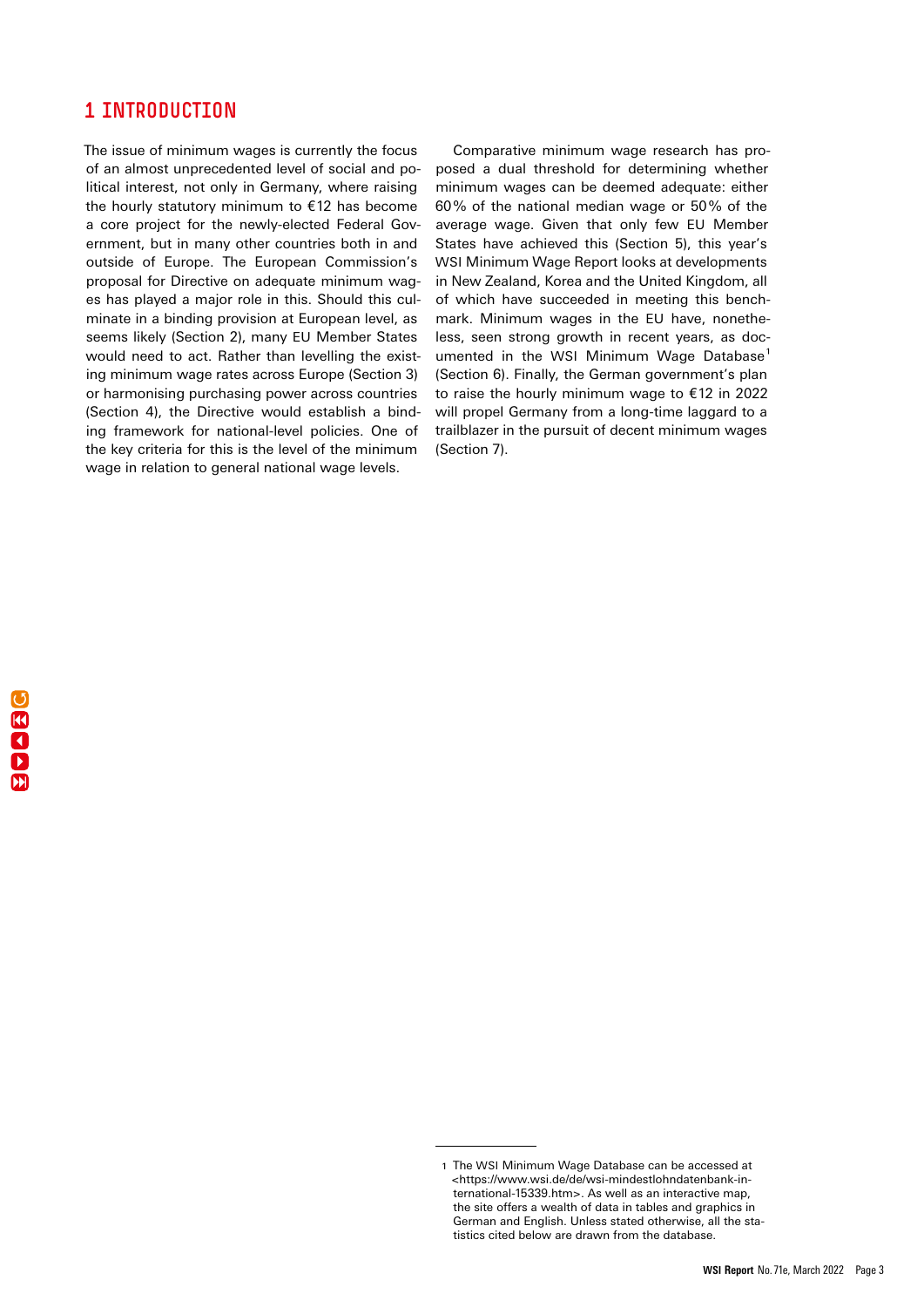# 1 INTRODUCTION

The issue of minimum wages is currently the focus of an almost unprecedented level of social and political interest, not only in Germany, where raising the hourly statutory minimum to €12 has become a core project for the newly-elected Federal Government, but in many other countries both in and outside of Europe. The European Commission's proposal for Directive on adequate minimum wages has played a major role in this. Should this culminate in a binding provision at European level, as seems likely (Section 2), many EU Member States would need to act. Rather than levelling the existing minimum wage rates across Europe (Section 3) or harmonising purchasing power across countries (Section 4), the Directive would establish a binding framework for national-level policies. One of the key criteria for this is the level of the minimum wage in relation to general national wage levels.

Comparative minimum wage research has proposed a dual threshold for determining whether minimum wages can be deemed adequate: either 60% of the national median wage or 50% of the average wage. Given that only few EU Member States have achieved this (Section 5), this year's WSI Minimum Wage Report looks at developments in New Zealand, Korea and the United Kingdom, all of which have succeeded in meeting this benchmark. Minimum wages in the EU have, nonetheless, seen strong growth in recent years, as documented in the WSI Minimum Wage Database[1] (Section 6). Finally, the German government's plan to raise the hourly minimum wage to €12 in 2022 will propel Germany from a long-time laggard to a trailblazer in the pursuit of decent minimum wages (Section 7).

[1] The WSI Minimum Wage Database can be accessed at <https://www.wsi.de/de/wsi-mindestlohndatenbank-international-15339.htm>. As well as an interactive map, the site offers a wealth of data in tables and graphics in German and English. Unless stated otherwise, all the statistics cited below are drawn from the database.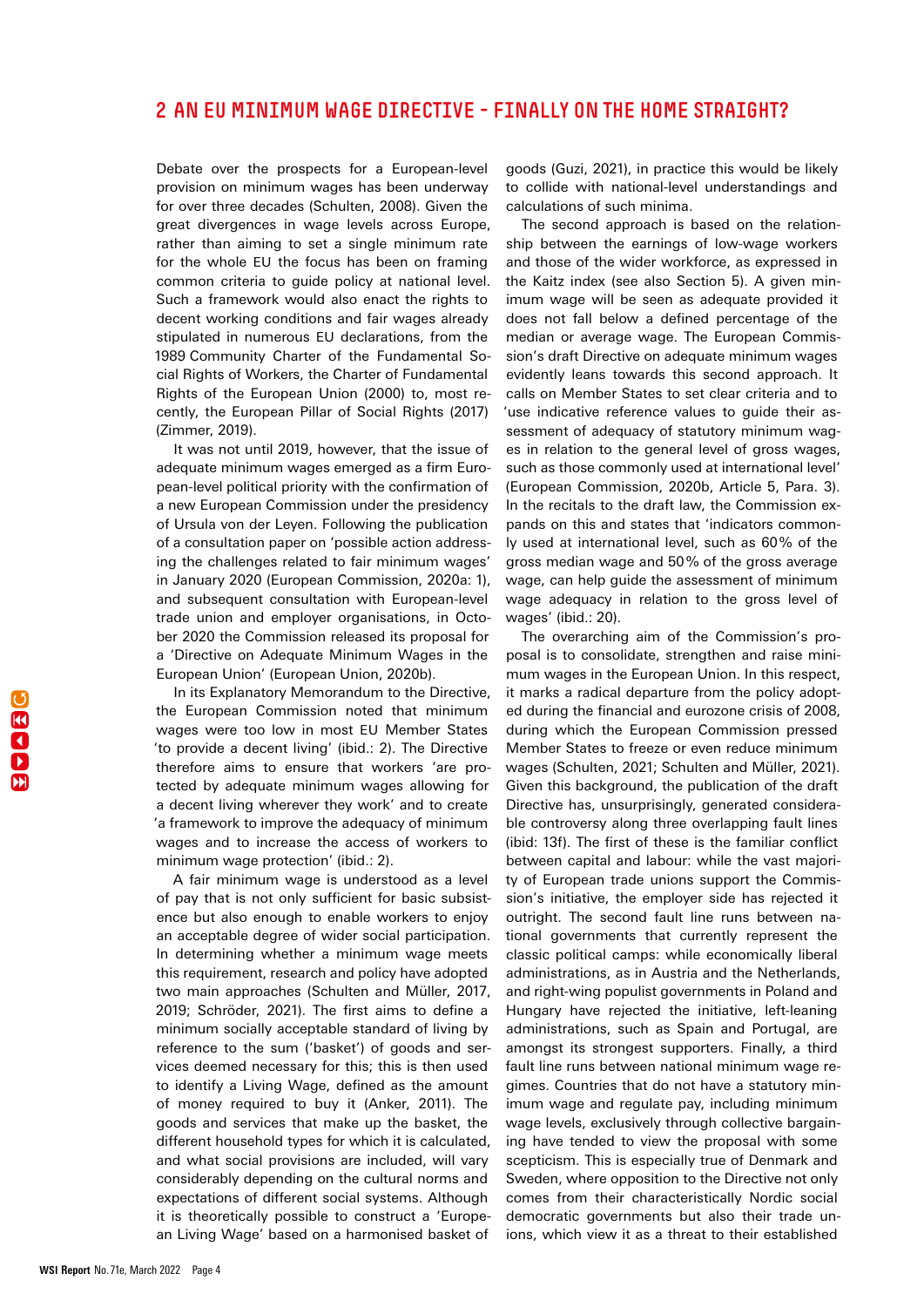## 2 AN EU MINIMUM WAGE DIRECTIVE – FINALLY ON THE HOME STRAIGHT?

Debate over the prospects for a European-level provision on minimum wages has been underway for over three decades (Schulten, 2008). Given the great divergences in wage levels across Europe, rather than aiming to set a single minimum rate for the whole EU the focus has been on framing common criteria to guide policy at national level. Such a framework would also enact the rights to decent working conditions and fair wages already stipulated in numerous EU declarations, from the 1989 Community Charter of the Fundamental Social Rights of Workers, the Charter of Fundamental Rights of the European Union (2000) to, most recently, the European Pillar of Social Rights (2017) (Zimmer, 2019).

It was not until 2019, however, that the issue of adequate minimum wages emerged as a firm European-level political priority with the confirmation of a new European Commission under the presidency of Ursula von der Leyen. Following the publication of a consultation paper on 'possible action addressing the challenges related to fair minimum wages' in January 2020 (European Commission, 2020a: 1), and subsequent consultation with European-level trade union and employer organisations, in October 2020 the Commission released its proposal for a 'Directive on Adequate Minimum Wages in the European Union' (European Union, 2020b).

In its Explanatory Memorandum to the Directive, the European Commission noted that minimum wages were too low in most EU Member States 'to provide a decent living' (ibid.: 2). The Directive therefore aims to ensure that workers 'are protected by adequate minimum wages allowing for a decent living wherever they work' and to create 'a framework to improve the adequacy of minimum wages and to increase the access of workers to minimum wage protection' (ibid.: 2).

A fair minimum wage is understood as a level of pay that is not only sufficient for basic subsistence but also enough to enable workers to enjoy an acceptable degree of wider social participation. In determining whether a minimum wage meets this requirement, research and policy have adopted two main approaches (Schulten and Müller, 2017, 2019; Schröder, 2021). The first aims to define a minimum socially acceptable standard of living by reference to the sum ('basket') of goods and services deemed necessary for this; this is then used to identify a Living Wage, defined as the amount of money required to buy it (Anker, 2011). The goods and services that make up the basket, the different household types for which it is calculated, and what social provisions are included, will vary considerably depending on the cultural norms and expectations of different social systems. Although it is theoretically possible to construct a 'European Living Wage' based on a harmonised basket of goods (Guzi, 2021), in practice this would be likely to collide with national-level understandings and calculations of such minima.

The second approach is based on the relationship between the earnings of low-wage workers and those of the wider workforce, as expressed in the Kaitz index (see also Section 5). A given minimum wage will be seen as adequate provided it does not fall below a defined percentage of the median or average wage. The European Commission's draft Directive on adequate minimum wages evidently leans towards this second approach. It calls on Member States to set clear criteria and to 'use indicative reference values to guide their assessment of adequacy of statutory minimum wages in relation to the general level of gross wages, such as those commonly used at international level' (European Commission, 2020b, Article 5, Para. 3). In the recitals to the draft law, the Commission expands on this and states that 'indicators commonly used at international level, such as 60% of the gross median wage and 50% of the gross average wage, can help guide the assessment of minimum wage adequacy in relation to the gross level of wages' (ibid.: 20).

The overarching aim of the Commission's proposal is to consolidate, strengthen and raise minimum wages in the European Union. In this respect, it marks a radical departure from the policy adopted during the financial and eurozone crisis of 2008, during which the European Commission pressed Member States to freeze or even reduce minimum wages (Schulten, 2021; Schulten and Müller, 2021). Given this background, the publication of the draft Directive has, unsurprisingly, generated considerable controversy along three overlapping fault lines (ibid: 13f). The first of these is the familiar conflict between capital and labour: while the vast majority of European trade unions support the Commission's initiative, the employer side has rejected it outright. The second fault line runs between national governments that currently represent the classic political camps: while economically liberal administrations, as in Austria and the Netherlands, and right-wing populist governments in Poland and Hungary have rejected the initiative, left-leaning administrations, such as Spain and Portugal, are amongst its strongest supporters. Finally, a third fault line runs between national minimum wage regimes. Countries that do not have a statutory minimum wage and regulate pay, including minimum wage levels, exclusively through collective bargaining have tended to view the proposal with some scepticism. This is especially true of Denmark and Sweden, where opposition to the Directive not only comes from their characteristically Nordic social democratic governments but also their trade unions, which view it as a threat to their established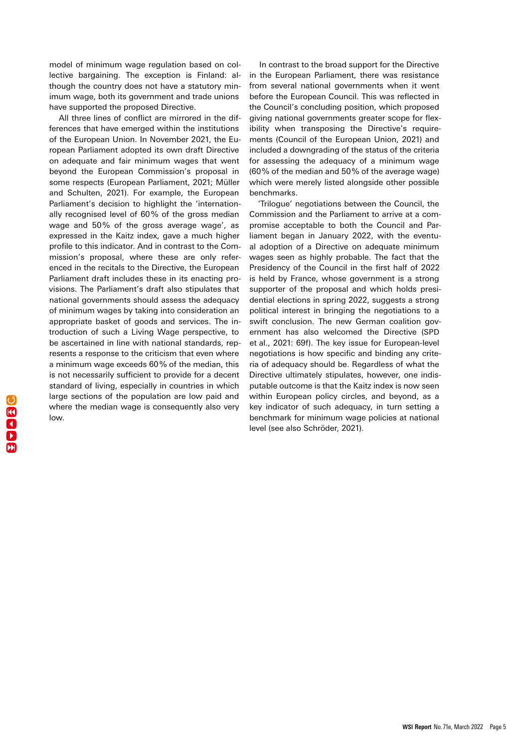model of minimum wage regulation based on collective bargaining. The exception is Finland: although the country does not have a statutory minimum wage, both its government and trade unions have supported the proposed Directive.

All three lines of conflict are mirrored in the differences that have emerged within the institutions of the European Union. In November 2021, the European Parliament adopted its own draft Directive on adequate and fair minimum wages that went beyond the European Commission's proposal in some respects (European Parliament, 2021; Müller and Schulten, 2021). For example, the European Parliament's decision to highlight the 'internationally recognised level of 60% of the gross median wage and 50% of the gross average wage', as expressed in the Kaitz index, gave a much higher profile to this indicator. And in contrast to the Commission's proposal, where these are only referenced in the recitals to the Directive, the European Parliament draft includes these in its enacting provisions. The Parliament's draft also stipulates that national governments should assess the adequacy of minimum wages by taking into consideration an appropriate basket of goods and services. The introduction of such a Living Wage perspective, to be ascertained in line with national standards, represents a response to the criticism that even where a minimum wage exceeds 60% of the median, this is not necessarily sufficient to provide for a decent standard of living, especially in countries in which large sections of the population are low paid and where the median wage is consequently also very low.

In contrast to the broad support for the Directive in the European Parliament, there was resistance from several national governments when it went before the European Council. This was reflected in the Council's concluding position, which proposed giving national governments greater scope for flexibility when transposing the Directive's requirements (Council of the European Union, 2021) and included a downgrading of the status of the criteria for assessing the adequacy of a minimum wage (60% of the median and 50% of the average wage) which were merely listed alongside other possible benchmarks.

'Trilogue' negotiations between the Council, the Commission and the Parliament to arrive at a compromise acceptable to both the Council and Parliament began in January 2022, with the eventual adoption of a Directive on adequate minimum wages seen as highly probable. The fact that the Presidency of the Council in the first half of 2022 is held by France, whose government is a strong supporter of the proposal and which holds presidential elections in spring 2022, suggests a strong political interest in bringing the negotiations to a swift conclusion. The new German coalition government has also welcomed the Directive (SPD et al., 2021: 69f). The key issue for European-level negotiations is how specific and binding any criteria of adequacy should be. Regardless of what the Directive ultimately stipulates, however, one indisputable outcome is that the Kaitz index is now seen within European policy circles, and beyond, as a key indicator of such adequacy, in turn setting a benchmark for minimum wage policies at national level (see also Schröder, 2021).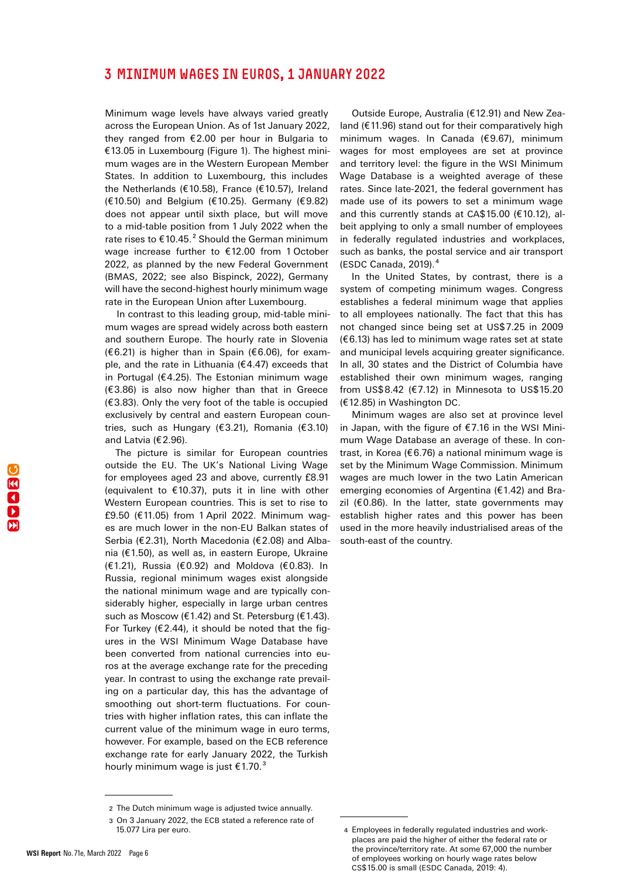## 3 MINIMUM WAGES IN EUROS, 1 JANUARY 2022

Minimum wage levels have always varied greatly across the European Union. As of 1st January 2022, they ranged from €2.00 per hour in Bulgaria to €13.05 in Luxembourg (Figure 1). The highest minimum wages are in the Western European Member States. In addition to Luxembourg, this includes the Netherlands (€10.58), France (€10.57), Ireland (€10.50) and Belgium (€10.25). Germany (€9.82) does not appear until sixth place, but will move to a mid-table position from 1 July 2022 when the rate rises to €10.45.[2] Should the German minimum wage increase further to €12.00 from 1 October 2022, as planned by the new Federal Government (BMAS, 2022; see also Bispinck, 2022), Germany will have the second-highest hourly minimum wage rate in the European Union after Luxembourg.

In contrast to this leading group, mid-table minimum wages are spread widely across both eastern and southern Europe. The hourly rate in Slovenia (€6.21) is higher than in Spain (€6.06), for example, and the rate in Lithuania (€4.47) exceeds that in Portugal (€4.25). The Estonian minimum wage (€3.86) is also now higher than that in Greece (€3.83). Only the very foot of the table is occupied exclusively by central and eastern European countries, such as Hungary (€3.21), Romania (€3.10) and Latvia (€2.96).

The picture is similar for European countries outside the EU. The UK's National Living Wage for employees aged 23 and above, currently £8.91 (equivalent to €10.37), puts it in line with other Western European countries. This is set to rise to £9.50 (€11.05) from 1 April 2022. Minimum wages are much lower in the non-EU Balkan states of Serbia (€2.31), North Macedonia (€2.08) and Albania (€1.50), as well as, in eastern Europe, Ukraine (€1.21), Russia (€0.92) and Moldova (€0.83). In Russia, regional minimum wages exist alongside the national minimum wage and are typically considerably higher, especially in large urban centres such as Moscow (€1.42) and St. Petersburg (€1.43). For Turkey (€2.44), it should be noted that the figures in the WSI Minimum Wage Database have been converted from national currencies into euros at the average exchange rate for the preceding year. In contrast to using the exchange rate prevailing on a particular day, this has the advantage of smoothing out short-term fluctuations. For countries with higher inflation rates, this can inflate the current value of the minimum wage in euro terms, however. For example, based on the ECB reference exchange rate for early January 2022, the Turkish hourly minimum wage is just €1.70.[3]

Outside Europe, Australia (€12.91) and New Zealand (€11.96) stand out for their comparatively high minimum wages. In Canada (€9.67), minimum wages for most employees are set at province and territory level: the figure in the WSI Minimum Wage Database is a weighted average of these rates. Since late-2021, the federal government has made use of its powers to set a minimum wage and this currently stands at CA$15.00 (€10.12), albeit applying to only a small number of employees in federally regulated industries and workplaces, such as banks, the postal service and air transport (ESDC Canada, 2019).[4]

In the United States, by contrast, there is a system of competing minimum wages. Congress establishes a federal minimum wage that applies to all employees nationally. The fact that this has not changed since being set at US$7.25 in 2009 (€6.13) has led to minimum wage rates set at state and municipal levels acquiring greater significance. In all, 30 states and the District of Columbia have established their own minimum wages, ranging from US$8.42 (€7.12) in Minnesota to US$15.20 (€12.85) in Washington DC.

Minimum wages are also set at province level in Japan, with the figure of €7.16 in the WSI Minimum Wage Database an average of these. In contrast, in Korea (€6.76) a national minimum wage is set by the Minimum Wage Commission. Minimum wages are much lower in the two Latin American emerging economies of Argentina (€1.42) and Brazil (€0.86). In the latter, state governments may establish higher rates and this power has been used in the more heavily industrialised areas of the south-east of the country.

---

2 The Dutch minimum wage is adjusted twice annually.

3 On 3 January 2022, the ECB stated a reference rate of 15.077 Lira per euro.

4 Employees in federally regulated industries and workplaces are paid the higher of either the federal rate or the province/territory rate. At some 67,000 the number of employees working on hourly wage rates below CS$15.00 is small (ESDC Canada, 2019: 4).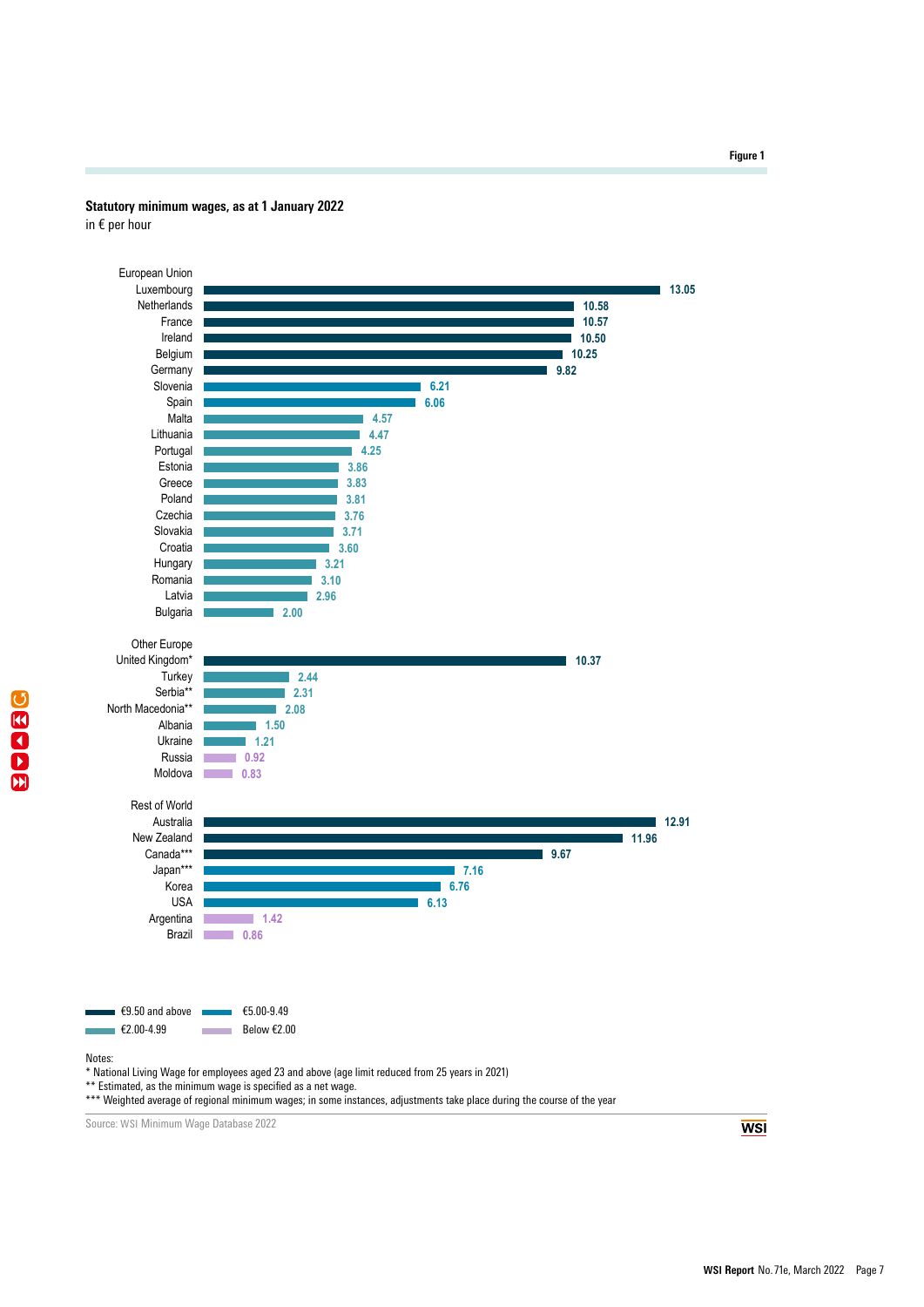Figure 1

**Statutory minimum wages, as at 1 January 2022**

in € per hour

| Country | € per hour |
|---|---|
| **European Union** | |
| Luxembourg | 13.05 |
| Netherlands | 10.58 |
| France | 10.57 |
| Ireland | 10.50 |
| Belgium | 10.25 |
| Germany | 9.82 |
| Slovenia | 6.21 |
| Spain | 6.06 |
| Malta | 4.57 |
| Lithuania | 4.47 |
| Portugal | 4.25 |
| Estonia | 3.86 |
| Greece | 3.83 |
| Poland | 3.81 |
| Czechia | 3.76 |
| Slovakia | 3.71 |
| Croatia | 3.60 |
| Hungary | 3.21 |
| Romania | 3.10 |
| Latvia | 2.96 |
| Bulgaria | 2.00 |
| **Other Europe** | |
| United Kingdom* | 10.37 |
| Turkey | 2.44 |
| Serbia** | 2.31 |
| North Macedonia** | 2.08 |
| Albania | 1.50 |
| Ukraine | 1.21 |
| Russia | 0.92 |
| Moldova | 0.83 |
| **Rest of World** | |
| Australia | 12.91 |
| New Zealand | 11.96 |
| Canada*** | 9.67 |
| Japan*** | 7.16 |
| Korea | 6.76 |
| USA | 6.13 |
| Argentina | 1.42 |
| Brazil | 0.86 |

Legend: €9.50 and above; €5.00-9.49; €2.00-4.99; Below €2.00

Notes:
* National Living Wage for employees aged 23 and above (age limit reduced from 25 years in 2021)
** Estimated, as the minimum wage is specified as a net wage.
*** Weighted average of regional minimum wages; in some instances, adjustments take place during the course of the year

Source: WSI Minimum Wage Database 2022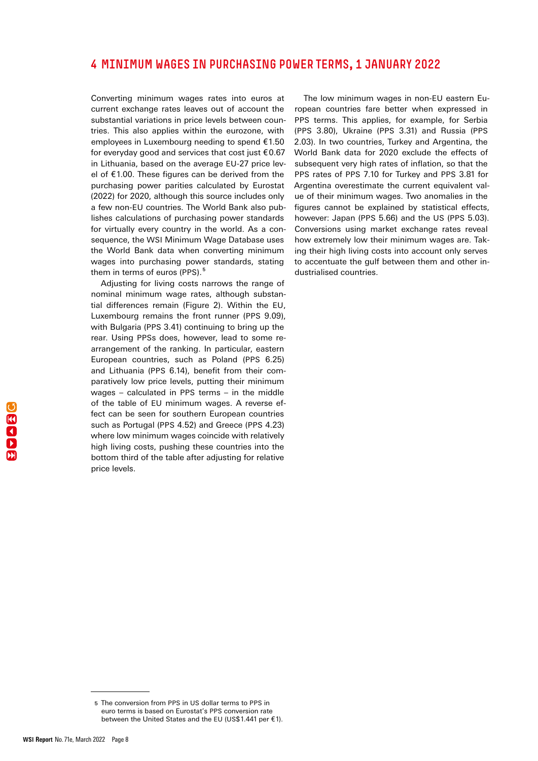## 4 MINIMUM WAGES IN PURCHASING POWER TERMS, 1 JANUARY 2022

Converting minimum wages rates into euros at current exchange rates leaves out of account the substantial variations in price levels between countries. This also applies within the eurozone, with employees in Luxembourg needing to spend €1.50 for everyday good and services that cost just €0.67 in Lithuania, based on the average EU-27 price level of €1.00. These figures can be derived from the purchasing power parities calculated by Eurostat (2022) for 2020, although this source includes only a few non-EU countries. The World Bank also publishes calculations of purchasing power standards for virtually every country in the world. As a consequence, the WSI Minimum Wage Database uses the World Bank data when converting minimum wages into purchasing power standards, stating them in terms of euros (PPS).[5]

Adjusting for living costs narrows the range of nominal minimum wage rates, although substantial differences remain (Figure 2). Within the EU, Luxembourg remains the front runner (PPS 9.09), with Bulgaria (PPS 3.41) continuing to bring up the rear. Using PPSs does, however, lead to some rearrangement of the ranking. In particular, eastern European countries, such as Poland (PPS 6.25) and Lithuania (PPS 6.14), benefit from their comparatively low price levels, putting their minimum wages – calculated in PPS terms – in the middle of the table of EU minimum wages. A reverse effect can be seen for southern European countries such as Portugal (PPS 4.52) and Greece (PPS 4.23) where low minimum wages coincide with relatively high living costs, pushing these countries into the bottom third of the table after adjusting for relative price levels.

The low minimum wages in non-EU eastern European countries fare better when expressed in PPS terms. This applies, for example, for Serbia (PPS 3.80), Ukraine (PPS 3.31) and Russia (PPS 2.03). In two countries, Turkey and Argentina, the World Bank data for 2020 exclude the effects of subsequent very high rates of inflation, so that the PPS rates of PPS 7.10 for Turkey and PPS 3.81 for Argentina overestimate the current equivalent value of their minimum wages. Two anomalies in the figures cannot be explained by statistical effects, however: Japan (PPS 5.66) and the US (PPS 5.03). Conversions using market exchange rates reveal how extremely low their minimum wages are. Taking their high living costs into account only serves to accentuate the gulf between them and other industrialised countries.

---

5 The conversion from PPS in US dollar terms to PPS in euro terms is based on Eurostat's PPS conversion rate between the United States and the EU (US$1.441 per €1).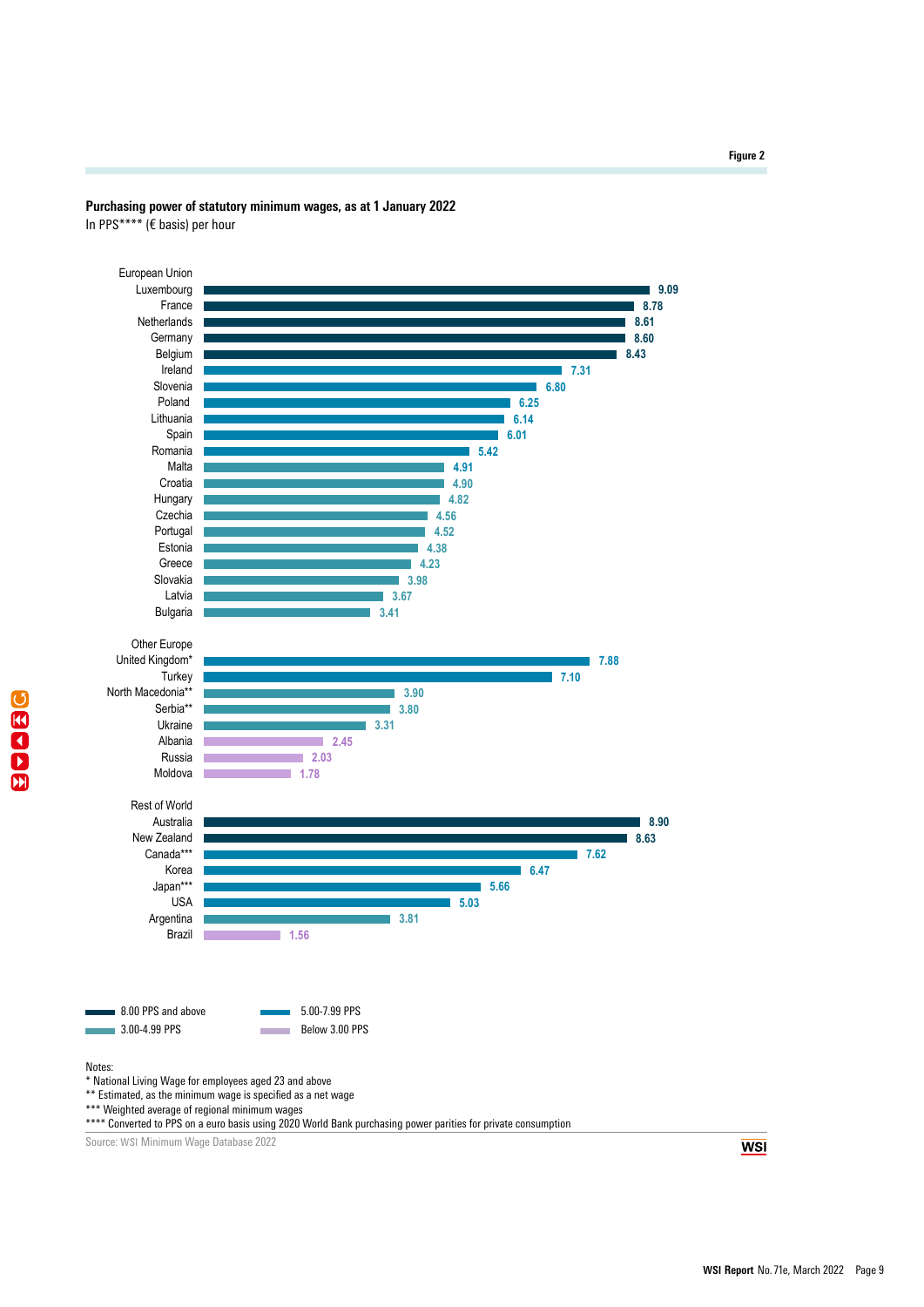Figure 2

**Purchasing power of statutory minimum wages, as at 1 January 2022**

In PPS**** (€ basis) per hour

| Country | PPS per hour |
|---|---|
| **European Union** | |
| Luxembourg | 9.09 |
| France | 8.78 |
| Netherlands | 8.61 |
| Germany | 8.60 |
| Belgium | 8.43 |
| Ireland | 7.31 |
| Slovenia | 6.80 |
| Poland | 6.25 |
| Lithuania | 6.14 |
| Spain | 6.01 |
| Romania | 5.42 |
| Malta | 4.91 |
| Croatia | 4.90 |
| Hungary | 4.82 |
| Czechia | 4.56 |
| Portugal | 4.52 |
| Estonia | 4.38 |
| Greece | 4.23 |
| Slovakia | 3.98 |
| Latvia | 3.67 |
| Bulgaria | 3.41 |
| **Other Europe** | |
| United Kingdom* | 7.88 |
| Turkey | 7.10 |
| North Macedonia** | 3.90 |
| Serbia** | 3.80 |
| Ukraine | 3.31 |
| Albania | 2.45 |
| Russia | 2.03 |
| Moldova | 1.78 |
| **Rest of World** | |
| Australia | 8.90 |
| New Zealand | 8.63 |
| Canada*** | 7.62 |
| Korea | 6.47 |
| Japan*** | 5.66 |
| USA | 5.03 |
| Argentina | 3.81 |
| Brazil | 1.56 |

Legend: 8.00 PPS and above; 5.00-7.99 PPS; 3.00-4.99 PPS; Below 3.00 PPS

Notes:
* National Living Wage for employees aged 23 and above
** Estimated, as the minimum wage is specified as a net wage
*** Weighted average of regional minimum wages
**** Converted to PPS on a euro basis using 2020 World Bank purchasing power parities for private consumption

Source: WSI Minimum Wage Database 2022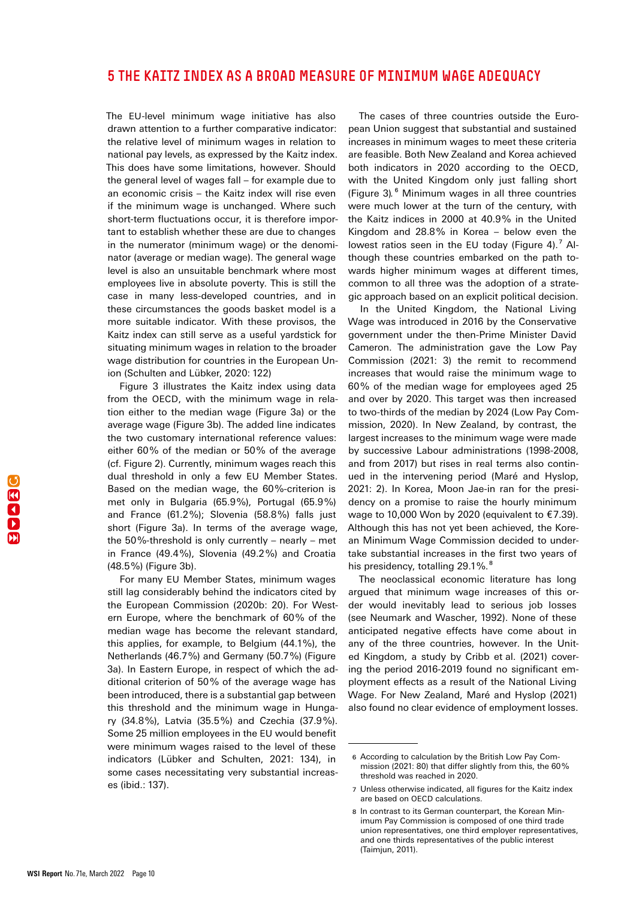## 5 THE KAITZ INDEX AS A BROAD MEASURE OF MINIMUM WAGE ADEQUACY

The EU-level minimum wage initiative has also drawn attention to a further comparative indicator: the relative level of minimum wages in relation to national pay levels, as expressed by the Kaitz index. This does have some limitations, however. Should the general level of wages fall – for example due to an economic crisis – the Kaitz index will rise even if the minimum wage is unchanged. Where such short-term fluctuations occur, it is therefore important to establish whether these are due to changes in the numerator (minimum wage) or the denominator (average or median wage). The general wage level is also an unsuitable benchmark where most employees live in absolute poverty. This is still the case in many less-developed countries, and in these circumstances the goods basket model is a more suitable indicator. With these provisos, the Kaitz index can still serve as a useful yardstick for situating minimum wages in relation to the broader wage distribution for countries in the European Union (Schulten and Lübker, 2020: 122)

Figure 3 illustrates the Kaitz index using data from the OECD, with the minimum wage in relation either to the median wage (Figure 3a) or the average wage (Figure 3b). The added line indicates the two customary international reference values: either 60% of the median or 50% of the average (cf. Figure 2). Currently, minimum wages reach this dual threshold in only a few EU Member States. Based on the median wage, the 60%-criterion is met only in Bulgaria (65.9%), Portugal (65.9%) and France (61.2%); Slovenia (58.8%) falls just short (Figure 3a). In terms of the average wage, the 50%-threshold is only currently – nearly – met in France (49.4%), Slovenia (49.2%) and Croatia (48.5%) (Figure 3b).

For many EU Member States, minimum wages still lag considerably behind the indicators cited by the European Commission (2020b: 20). For Western Europe, where the benchmark of 60% of the median wage has become the relevant standard, this applies, for example, to Belgium (44.1%), the Netherlands (46.7%) and Germany (50.7%) (Figure 3a). In Eastern Europe, in respect of which the additional criterion of 50% of the average wage has been introduced, there is a substantial gap between this threshold and the minimum wage in Hungary (34.8%), Latvia (35.5%) and Czechia (37.9%). Some 25 million employees in the EU would benefit were minimum wages raised to the level of these indicators (Lübker and Schulten, 2021: 134), in some cases necessitating very substantial increases (ibid.: 137).

The cases of three countries outside the European Union suggest that substantial and sustained increases in minimum wages to meet these criteria are feasible. Both New Zealand and Korea achieved both indicators in 2020 according to the OECD, with the United Kingdom only just falling short (Figure 3).[6] Minimum wages in all three countries were much lower at the turn of the century, with the Kaitz indices in 2000 at 40.9% in the United Kingdom and 28.8% in Korea – below even the lowest ratios seen in the EU today (Figure 4).[7] Although these countries embarked on the path towards higher minimum wages at different times, common to all three was the adoption of a strategic approach based on an explicit political decision.

In the United Kingdom, the National Living Wage was introduced in 2016 by the Conservative government under the then-Prime Minister David Cameron. The administration gave the Low Pay Commission (2021: 3) the remit to recommend increases that would raise the minimum wage to 60% of the median wage for employees aged 25 and over by 2020. This target was then increased to two-thirds of the median by 2024 (Low Pay Commission, 2020). In New Zealand, by contrast, the largest increases to the minimum wage were made by successive Labour administrations (1998-2008, and from 2017) but rises in real terms also continued in the intervening period (Maré and Hyslop, 2021: 2). In Korea, Moon Jae-in ran for the presidency on a promise to raise the hourly minimum wage to 10,000 Won by 2020 (equivalent to €7.39). Although this has not yet been achieved, the Korean Minimum Wage Commission decided to undertake substantial increases in the first two years of his presidency, totalling 29.1%.[8]

The neoclassical economic literature has long argued that minimum wage increases of this order would inevitably lead to serious job losses (see Neumark and Wascher, 1992). None of these anticipated negative effects have come about in any of the three countries, however. In the United Kingdom, a study by Cribb et al. (2021) covering the period 2016-2019 found no significant employment effects as a result of the National Living Wage. For New Zealand, Maré and Hyslop (2021) also found no clear evidence of employment losses.

---

6 According to calculation by the British Low Pay Commission (2021: 80) that differ slightly from this, the 60% threshold was reached in 2020.

7 Unless otherwise indicated, all figures for the Kaitz index are based on OECD calculations.

8 In contrast to its German counterpart, the Korean Minimum Pay Commission is composed of one third trade union representatives, one third employer representatives, and one thirds representatives of the public interest (Taimjun, 2011).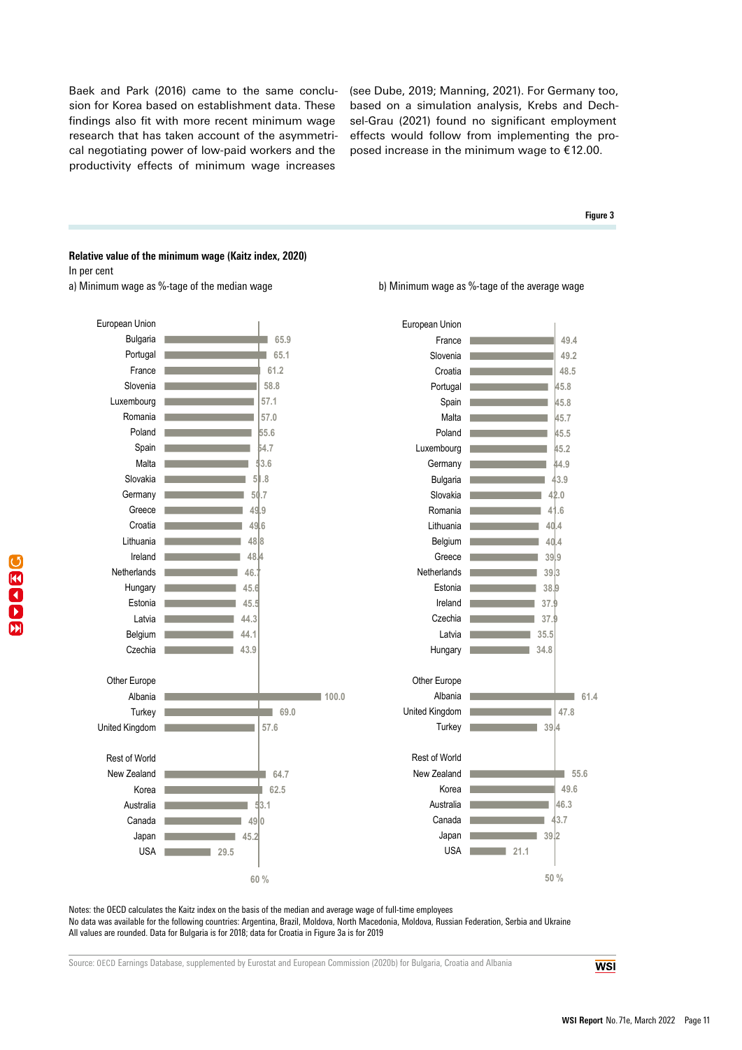Baek and Park (2016) came to the same conclusion for Korea based on establishment data. These findings also fit with more recent minimum wage research that has taken account of the asymmetrical negotiating power of low-paid workers and the productivity effects of minimum wage increases (see Dube, 2019; Manning, 2021). For Germany too, based on a simulation analysis, Krebs and Dechsel-Grau (2021) found no significant employment effects would follow from implementing the proposed increase in the minimum wage to €12.00.

**Figure 3**

**Relative value of the minimum wage (Kaitz index, 2020)**

In per cent

a) Minimum wage as %-tage of the median wage

| Country | Value |
|---|---|
| **European Union** | |
| Bulgaria | 65.9 |
| Portugal | 65.1 |
| France | 61.2 |
| Slovenia | 58.8 |
| Luxembourg | 57.1 |
| Romania | 57.0 |
| Poland | 55.6 |
| Spain | 54.7 |
| Malta | 53.6 |
| Slovakia | 51.8 |
| Germany | 50.7 |
| Greece | 49.9 |
| Croatia | 49.6 |
| Lithuania | 48.8 |
| Ireland | 48.4 |
| Netherlands | 46.7 |
| Hungary | 45.6 |
| Estonia | 45.5 |
| Latvia | 44.3 |
| Belgium | 44.1 |
| Czechia | 43.9 |
| **Other Europe** | |
| Albania | 100.0 |
| Turkey | 69.0 |
| United Kingdom | 57.6 |
| **Rest of World** | |
| New Zealand | 64.7 |
| Korea | 62.5 |
| Australia | 53.1 |
| Canada | 49.0 |
| Japan | 45.2 |
| USA | 29.5 |

Reference line: 60 %

b) Minimum wage as %-tage of the average wage

| Country | Value |
|---|---|
| **European Union** | |
| France | 49.4 |
| Slovenia | 49.2 |
| Croatia | 48.5 |
| Portugal | 45.8 |
| Spain | 45.8 |
| Malta | 45.7 |
| Poland | 45.5 |
| Luxembourg | 45.2 |
| Germany | 44.9 |
| Bulgaria | 43.9 |
| Slovakia | 42.0 |
| Romania | 41.6 |
| Lithuania | 40.4 |
| Belgium | 40.4 |
| Greece | 39.9 |
| Netherlands | 39.3 |
| Estonia | 38.9 |
| Ireland | 37.9 |
| Czechia | 37.9 |
| Latvia | 35.5 |
| Hungary | 34.8 |
| **Other Europe** | |
| Albania | 61.4 |
| United Kingdom | 47.8 |
| Turkey | 39.4 |
| **Rest of World** | |
| New Zealand | 55.6 |
| Korea | 49.6 |
| Australia | 46.3 |
| Canada | 43.7 |
| Japan | 39.2 |
| USA | 21.1 |

Reference line: 50 %

Notes: the OECD calculates the Kaitz index on the basis of the median and average wage of full-time employees
No data was available for the following countries: Argentina, Brazil, Moldova, North Macedonia, Moldova, Russian Federation, Serbia and Ukraine
All values are rounded. Data for Bulgaria is for 2018; data for Croatia in Figure 3a is for 2019

Source: OECD Earnings Database, supplemented by Eurostat and European Commission (2020b) for Bulgaria, Croatia and Albania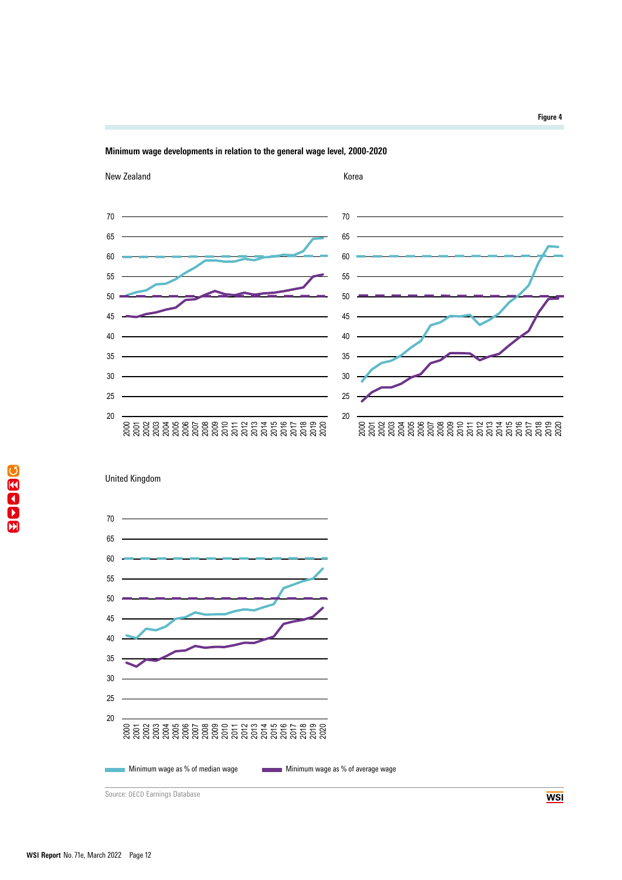Figure 4

**Minimum wage developments in relation to the general wage level, 2000-2020**

New Zealand

Korea

United Kingdom

Minimum wage as % of median wage

Minimum wage as % of average wage

Source: OECD Earnings Database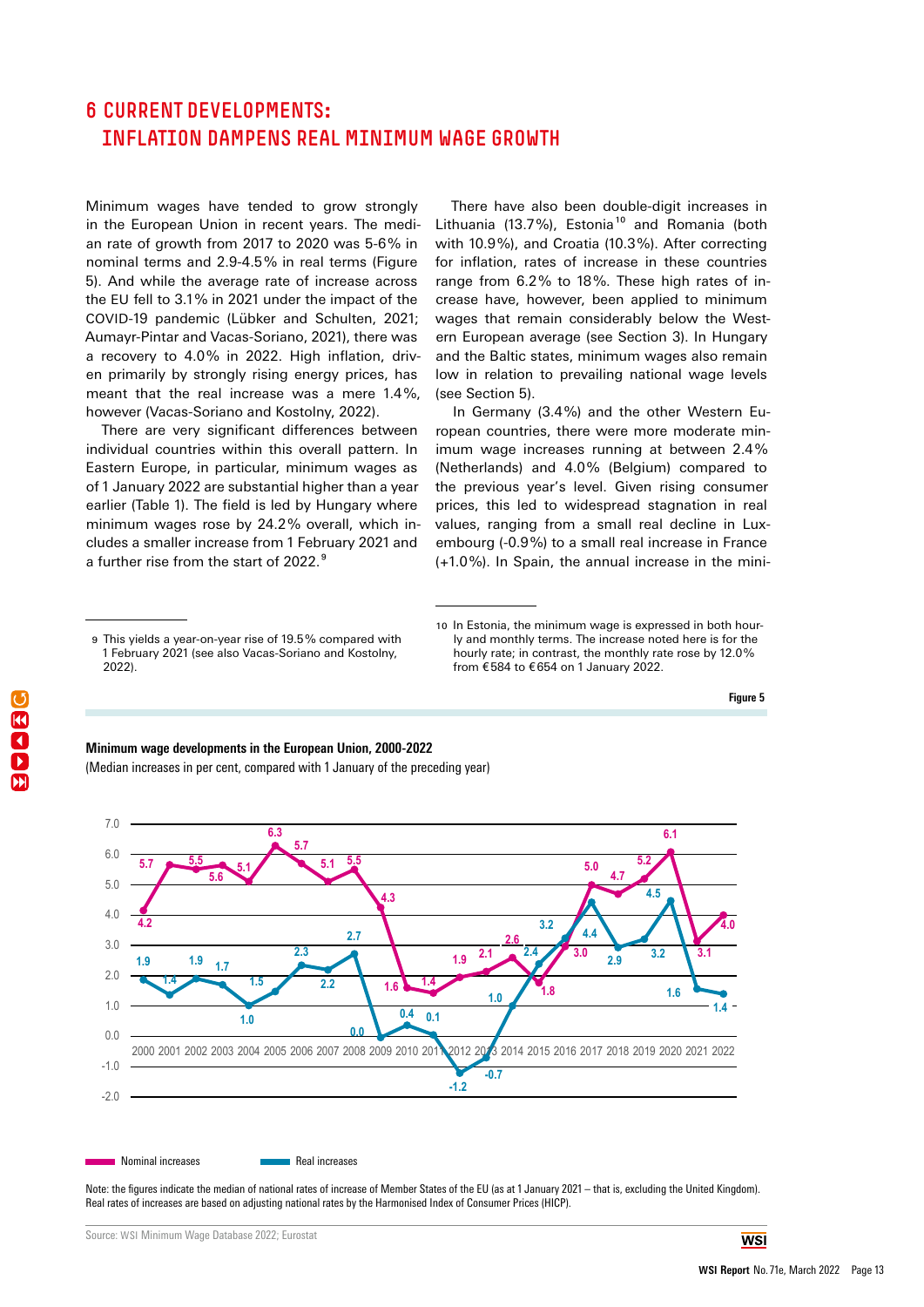# 6 CURRENT DEVELOPMENTS: INFLATION DAMPENS REAL MINIMUM WAGE GROWTH

Minimum wages have tended to grow strongly in the European Union in recent years. The median rate of growth from 2017 to 2020 was 5-6% in nominal terms and 2.9-4.5% in real terms (Figure 5). And while the average rate of increase across the EU fell to 3.1% in 2021 under the impact of the COVID-19 pandemic (Lübker and Schulten, 2021; Aumayr-Pintar and Vacas-Soriano, 2021), there was a recovery to 4.0% in 2022. High inflation, driven primarily by strongly rising energy prices, has meant that the real increase was a mere 1.4%, however (Vacas-Soriano and Kostolny, 2022).

There are very significant differences between individual countries within this overall pattern. In Eastern Europe, in particular, minimum wages as of 1 January 2022 are substantial higher than a year earlier (Table 1). The field is led by Hungary where minimum wages rose by 24.2% overall, which includes a smaller increase from 1 February 2021 and a further rise from the start of 2022.[9]

There have also been double-digit increases in Lithuania (13.7%), Estonia[10] and Romania (both with 10.9%), and Croatia (10.3%). After correcting for inflation, rates of increase in these countries range from 6.2% to 18%. These high rates of increase have, however, been applied to minimum wages that remain considerably below the Western European average (see Section 3). In Hungary and the Baltic states, minimum wages also remain low in relation to prevailing national wage levels (see Section 5).

In Germany (3.4%) and the other Western European countries, there were more moderate minimum wage increases running at between 2.4% (Netherlands) and 4.0% (Belgium) compared to the previous year's level. Given rising consumer prices, this led to widespread stagnation in real values, ranging from a small real decline in Luxembourg (-0.9%) to a small real increase in France (+1.0%). In Spain, the annual increase in the mini-

9 This yields a year-on-year rise of 19.5% compared with 1 February 2021 (see also Vacas-Soriano and Kostolny, 2022).

10 In Estonia, the minimum wage is expressed in both hourly and monthly terms. The increase noted here is for the hourly rate; in contrast, the monthly rate rose by 12.0% from €584 to €654 on 1 January 2022.

Figure 5

**Minimum wage developments in the European Union, 2000-2022**

(Median increases in per cent, compared with 1 January of the preceding year)

| Year | Nominal increases | Real increases |
|---|---|---|
| 2000 | 4.2 | 1.9 |
| 2001 | 5.7 | 1.4 |
| 2002 | 5.5 | 1.9 |
| 2003 | 5.6 | 1.7 |
| 2004 | 5.1 | 1.0 |
| 2005 | 6.3 | 1.5 |
| 2006 | 5.7 | 2.3 |
| 2007 | 5.1 | 2.2 |
| 2008 | 5.5 | 2.7 |
| 2009 | 4.3 | 0.0 |
| 2010 | 1.6 | 0.4 |
| 2011 | 1.4 | 0.1 |
| 2012 | 1.9 | -1.2 |
| 2013 | 2.1 | -0.7 |
| 2014 | 2.6 | 1.0 |
| 2015 | 1.8 | 2.4 |
| 2016 | 3.0 | 3.2 |
| 2017 | 5.0 | 4.4 |
| 2018 | 4.7 | 2.9 |
| 2019 | 5.2 | 3.2 |
| 2020 | 6.1 | 4.5 |
| 2021 | 3.1 | 1.6 |
| 2022 | 4.0 | 1.4 |

Note: the figures indicate the median of national rates of increase of Member States of the EU (as at 1 January 2021 – that is, excluding the United Kingdom). Real rates of increases are based on adjusting national rates by the Harmonised Index of Consumer Prices (HICP).

Source: WSI Minimum Wage Database 2022; Eurostat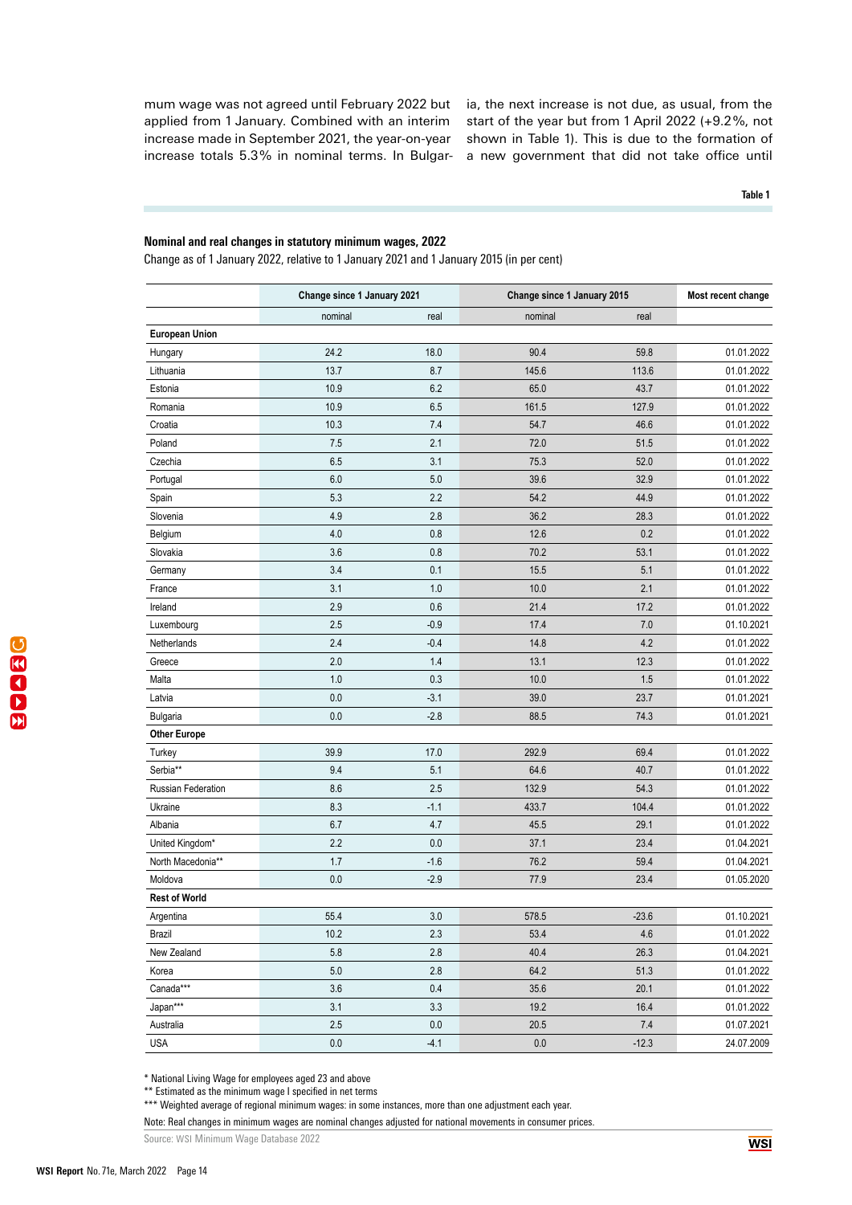mum wage was not agreed until February 2022 but applied from 1 January. Combined with an interim increase made in September 2021, the year-on-year increase totals 5.3% in nominal terms. In Bulgaria, the next increase is not due, as usual, from the start of the year but from 1 April 2022 (+9.2%, not shown in Table 1). This is due to the formation of a new government that did not take office until

Table 1

**Nominal and real changes in statutory minimum wages, 2022**

Change as of 1 January 2022, relative to 1 January 2021 and 1 January 2015 (in per cent)

| | Change since 1 January 2021 | | Change since 1 January 2015 | | Most recent change |
|---|---|---|---|---|---|
| | nominal | real | nominal | real | |
| **European Union** | | | | | |
| Hungary | 24.2 | 18.0 | 90.4 | 59.8 | 01.01.2022 |
| Lithuania | 13.7 | 8.7 | 145.6 | 113.6 | 01.01.2022 |
| Estonia | 10.9 | 6.2 | 65.0 | 43.7 | 01.01.2022 |
| Romania | 10.9 | 6.5 | 161.5 | 127.9 | 01.01.2022 |
| Croatia | 10.3 | 7.4 | 54.7 | 46.6 | 01.01.2022 |
| Poland | 7.5 | 2.1 | 72.0 | 51.5 | 01.01.2022 |
| Czechia | 6.5 | 3.1 | 75.3 | 52.0 | 01.01.2022 |
| Portugal | 6.0 | 5.0 | 39.6 | 32.9 | 01.01.2022 |
| Spain | 5.3 | 2.2 | 54.2 | 44.9 | 01.01.2022 |
| Slovenia | 4.9 | 2.8 | 36.2 | 28.3 | 01.01.2022 |
| Belgium | 4.0 | 0.8 | 12.6 | 0.2 | 01.01.2022 |
| Slovakia | 3.6 | 0.8 | 70.2 | 53.1 | 01.01.2022 |
| Germany | 3.4 | 0.1 | 15.5 | 5.1 | 01.01.2022 |
| France | 3.1 | 1.0 | 10.0 | 2.1 | 01.01.2022 |
| Ireland | 2.9 | 0.6 | 21.4 | 17.2 | 01.01.2022 |
| Luxembourg | 2.5 | -0.9 | 17.4 | 7.0 | 01.10.2021 |
| Netherlands | 2.4 | -0.4 | 14.8 | 4.2 | 01.01.2022 |
| Greece | 2.0 | 1.4 | 13.1 | 12.3 | 01.01.2022 |
| Malta | 1.0 | 0.3 | 10.0 | 1.5 | 01.01.2022 |
| Latvia | 0.0 | -3.1 | 39.0 | 23.7 | 01.01.2021 |
| Bulgaria | 0.0 | -2.8 | 88.5 | 74.3 | 01.01.2021 |
| **Other Europe** | | | | | |
| Turkey | 39.9 | 17.0 | 292.9 | 69.4 | 01.01.2022 |
| Serbia** | 9.4 | 5.1 | 64.6 | 40.7 | 01.01.2022 |
| Russian Federation | 8.6 | 2.5 | 132.9 | 54.3 | 01.01.2022 |
| Ukraine | 8.3 | -1.1 | 433.7 | 104.4 | 01.01.2022 |
| Albania | 6.7 | 4.7 | 45.5 | 29.1 | 01.01.2022 |
| United Kingdom* | 2.2 | 0.0 | 37.1 | 23.4 | 01.04.2021 |
| North Macedonia** | 1.7 | -1.6 | 76.2 | 59.4 | 01.04.2021 |
| Moldova | 0.0 | -2.9 | 77.9 | 23.4 | 01.05.2020 |
| **Rest of World** | | | | | |
| Argentina | 55.4 | 3.0 | 578.5 | -23.6 | 01.10.2021 |
| Brazil | 10.2 | 2.3 | 53.4 | 4.6 | 01.01.2022 |
| New Zealand | 5.8 | 2.8 | 40.4 | 26.3 | 01.04.2021 |
| Korea | 5.0 | 2.8 | 64.2 | 51.3 | 01.01.2022 |
| Canada*** | 3.6 | 0.4 | 35.6 | 20.1 | 01.01.2022 |
| Japan*** | 3.1 | 3.3 | 19.2 | 16.4 | 01.01.2022 |
| Australia | 2.5 | 0.0 | 20.5 | 7.4 | 01.07.2021 |
| USA | 0.0 | -4.1 | 0.0 | -12.3 | 24.07.2009 |

\* National Living Wage for employees aged 23 and above
** Estimated as the minimum wage I specified in net terms
*** Weighted average of regional minimum wages: in some instances, more than one adjustment each year.

Note: Real changes in minimum wages are nominal changes adjusted for national movements in consumer prices.

Source: WSI Minimum Wage Database 2022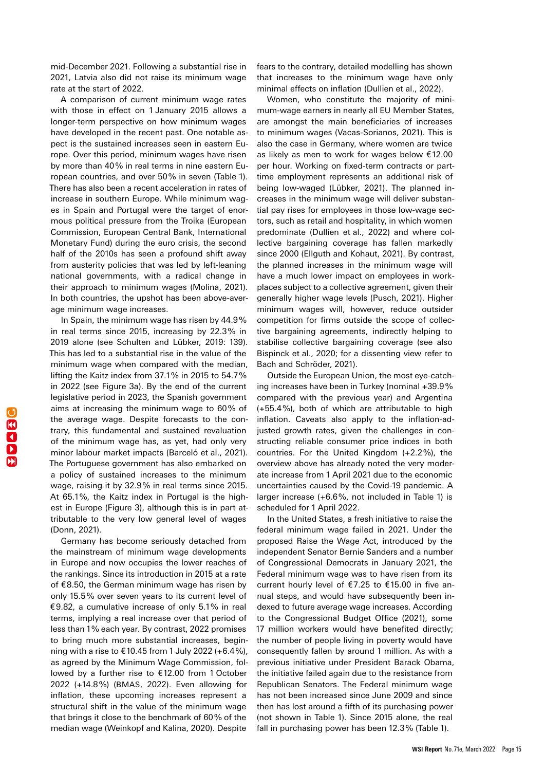mid-December 2021. Following a substantial rise in 2021, Latvia also did not raise its minimum wage rate at the start of 2022.

A comparison of current minimum wage rates with those in effect on 1 January 2015 allows a longer-term perspective on how minimum wages have developed in the recent past. One notable aspect is the sustained increases seen in eastern Europe. Over this period, minimum wages have risen by more than 40% in real terms in nine eastern European countries, and over 50% in seven (Table 1). There has also been a recent acceleration in rates of increase in southern Europe. While minimum wages in Spain and Portugal were the target of enormous political pressure from the Troika (European Commission, European Central Bank, International Monetary Fund) during the euro crisis, the second half of the 2010s has seen a profound shift away from austerity policies that was led by left-leaning national governments, with a radical change in their approach to minimum wages (Molina, 2021). In both countries, the upshot has been above-average minimum wage increases.

In Spain, the minimum wage has risen by 44.9% in real terms since 2015, increasing by 22.3% in 2019 alone (see Schulten and Lübker, 2019: 139). This has led to a substantial rise in the value of the minimum wage when compared with the median, lifting the Kaitz index from 37.1% in 2015 to 54.7% in 2022 (see Figure 3a). By the end of the current legislative period in 2023, the Spanish government aims at increasing the minimum wage to 60% of the average wage. Despite forecasts to the contrary, this fundamental and sustained revaluation of the minimum wage has, as yet, had only very minor labour market impacts (Barceló et al., 2021). The Portuguese government has also embarked on a policy of sustained increases to the minimum wage, raising it by 32.9% in real terms since 2015. At 65.1%, the Kaitz index in Portugal is the highest in Europe (Figure 3), although this is in part attributable to the very low general level of wages (Donn, 2021).

Germany has become seriously detached from the mainstream of minimum wage developments in Europe and now occupies the lower reaches of the rankings. Since its introduction in 2015 at a rate of €8.50, the German minimum wage has risen by only 15.5% over seven years to its current level of €9.82, a cumulative increase of only 5.1% in real terms, implying a real increase over that period of less than 1% each year. By contrast, 2022 promises to bring much more substantial increases, beginning with a rise to €10.45 from 1 July 2022 (+6.4%), as agreed by the Minimum Wage Commission, followed by a further rise to €12.00 from 1 October 2022 (+14.8%) (BMAS, 2022). Even allowing for inflation, these upcoming increases represent a structural shift in the value of the minimum wage that brings it close to the benchmark of 60% of the median wage (Weinkopf and Kalina, 2020). Despite fears to the contrary, detailed modelling has shown that increases to the minimum wage have only minimal effects on inflation (Dullien et al., 2022).

Women, who constitute the majority of minimum-wage earners in nearly all EU Member States, are amongst the main beneficiaries of increases to minimum wages (Vacas-Sorianos, 2021). This is also the case in Germany, where women are twice as likely as men to work for wages below €12.00 per hour. Working on fixed-term contracts or part-time employment represents an additional risk of being low-waged (Lübker, 2021). The planned increases in the minimum wage will deliver substantial pay rises for employees in those low-wage sectors, such as retail and hospitality, in which women predominate (Dullien et al., 2022) and where collective bargaining coverage has fallen markedly since 2000 (Ellguth and Kohaut, 2021). By contrast, the planned increases in the minimum wage will have a much lower impact on employees in workplaces subject to a collective agreement, given their generally higher wage levels (Pusch, 2021). Higher minimum wages will, however, reduce outsider competition for firms outside the scope of collective bargaining agreements, indirectly helping to stabilise collective bargaining coverage (see also Bispinck et al., 2020; for a dissenting view refer to Bach and Schröder, 2021).

Outside the European Union, the most eye-catching increases have been in Turkey (nominal +39.9% compared with the previous year) and Argentina (+55.4%), both of which are attributable to high inflation. Caveats also apply to the inflation-adjusted growth rates, given the challenges in constructing reliable consumer price indices in both countries. For the United Kingdom (+2.2%), the overview above has already noted the very moderate increase from 1 April 2021 due to the economic uncertainties caused by the Covid-19 pandemic. A larger increase (+6.6%, not included in Table 1) is scheduled for 1 April 2022.

In the United States, a fresh initiative to raise the federal minimum wage failed in 2021. Under the proposed Raise the Wage Act, introduced by the independent Senator Bernie Sanders and a number of Congressional Democrats in January 2021, the Federal minimum wage was to have risen from its current hourly level of €7.25 to €15.00 in five annual steps, and would have subsequently been indexed to future average wage increases. According to the Congressional Budget Office (2021), some 17 million workers would have benefited directly; the number of people living in poverty would have consequently fallen by around 1 million. As with a previous initiative under President Barack Obama, the initiative failed again due to the resistance from Republican Senators. The Federal minimum wage has not been increased since June 2009 and since then has lost around a fifth of its purchasing power (not shown in Table 1). Since 2015 alone, the real fall in purchasing power has been 12.3% (Table 1).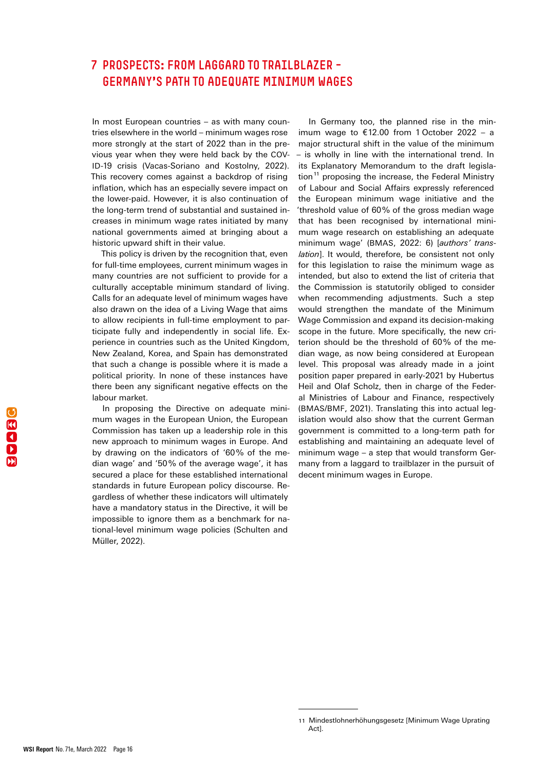# 7 PROSPECTS: FROM LAGGARD TO TRAILBLAZER – GERMANY'S PATH TO ADEQUATE MINIMUM WAGES

In most European countries – as with many countries elsewhere in the world – minimum wages rose more strongly at the start of 2022 than in the previous year when they were held back by the COVID-19 crisis (Vacas-Soriano and Kostolny, 2022). This recovery comes against a backdrop of rising inflation, which has an especially severe impact on the lower-paid. However, it is also continuation of the long-term trend of substantial and sustained increases in minimum wage rates initiated by many national governments aimed at bringing about a historic upward shift in their value.

This policy is driven by the recognition that, even for full-time employees, current minimum wages in many countries are not sufficient to provide for a culturally acceptable minimum standard of living. Calls for an adequate level of minimum wages have also drawn on the idea of a Living Wage that aims to allow recipients in full-time employment to participate fully and independently in social life. Experience in countries such as the United Kingdom, New Zealand, Korea, and Spain has demonstrated that such a change is possible where it is made a political priority. In none of these instances have there been any significant negative effects on the labour market.

In proposing the Directive on adequate minimum wages in the European Union, the European Commission has taken up a leadership role in this new approach to minimum wages in Europe. And by drawing on the indicators of '60% of the median wage' and '50% of the average wage', it has secured a place for these established international standards in future European policy discourse. Regardless of whether these indicators will ultimately have a mandatory status in the Directive, it will be impossible to ignore them as a benchmark for national-level minimum wage policies (Schulten and Müller, 2022).

In Germany too, the planned rise in the minimum wage to €12.00 from 1 October 2022 – a major structural shift in the value of the minimum – is wholly in line with the international trend. In its Explanatory Memorandum to the draft legislation[11] proposing the increase, the Federal Ministry of Labour and Social Affairs expressly referenced the European minimum wage initiative and the 'threshold value of 60% of the gross median wage that has been recognised by international minimum wage research on establishing an adequate minimum wage' (BMAS, 2022: 6) [*authors' translation*]. It would, therefore, be consistent not only for this legislation to raise the minimum wage as intended, but also to extend the list of criteria that the Commission is statutorily obliged to consider when recommending adjustments. Such a step would strengthen the mandate of the Minimum Wage Commission and expand its decision-making scope in the future. More specifically, the new criterion should be the threshold of 60% of the median wage, as now being considered at European level. This proposal was already made in a joint position paper prepared in early-2021 by Hubertus Heil and Olaf Scholz, then in charge of the Federal Ministries of Labour and Finance, respectively (BMAS/BMF, 2021). Translating this into actual legislation would also show that the current German government is committed to a long-term path for establishing and maintaining an adequate level of minimum wage – a step that would transform Germany from a laggard to trailblazer in the pursuit of decent minimum wages in Europe.

---

11 Mindestlohnerhöhungsgesetz [Minimum Wage Uprating Act].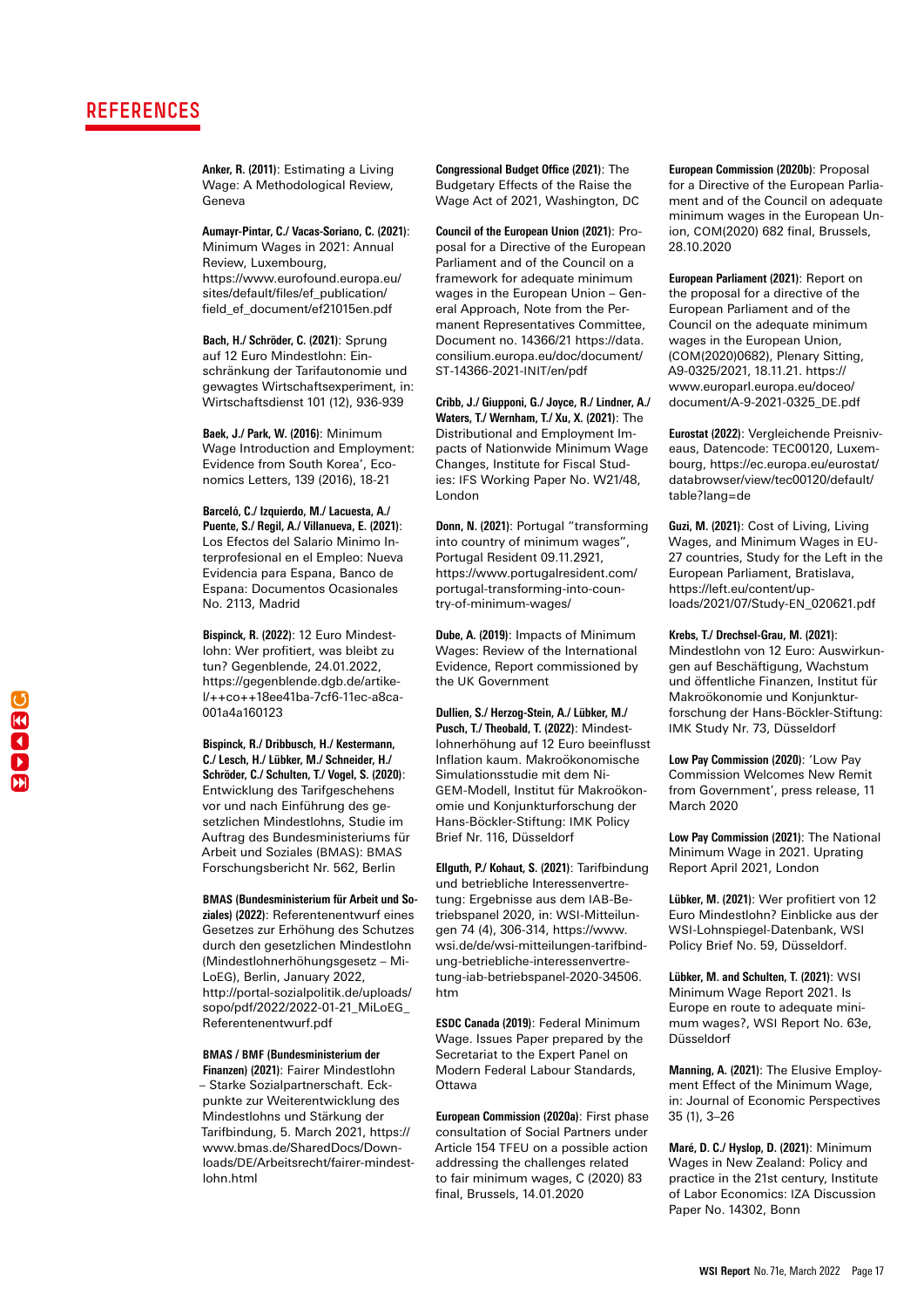# REFERENCES

**Anker, R. (2011)**: Estimating a Living Wage: A Methodological Review, Geneva

**Aumayr-Pintar, C./ Vacas-Soriano, C. (2021)**: Minimum Wages in 2021: Annual Review, Luxembourg, https://www.eurofound.europa.eu/sites/default/files/ef_publication/field_ef_document/ef21015en.pdf

**Bach, H./ Schröder, C. (2021)**: Sprung auf 12 Euro Mindestlohn: Einschränkung der Tarifautonomie und gewagtes Wirtschaftsexperiment, in: Wirtschaftsdienst 101 (12), 936-939

**Baek, J./ Park, W. (2016)**: Minimum Wage Introduction and Employment: Evidence from South Korea', Economics Letters, 139 (2016), 18-21

**Barceló, C./ Izquierdo, M./ Lacuesta, A./ Puente, S./ Regil, A./ Villanueva, E. (2021)**: Los Efectos del Salario Minimo Interprofesional en el Empleo: Nueva Evidencia para Espana, Banco de Espana: Documentos Ocasionales No. 2113, Madrid

**Bispinck, R. (2022)**: 12 Euro Mindestlohn: Wer profitiert, was bleibt zu tun? Gegenblende, 24.01.2022, https://gegenblende.dgb.de/artikel/++co++18ee41ba-7cf6-11ec-a8ca-001a4a160123

**Bispinck, R./ Dribbusch, H./ Kestermann, C./ Lesch, H./ Lübker, M./ Schneider, H./ Schröder, C./ Schulten, T./ Vogel, S. (2020)**: Entwicklung des Tarifgeschehens vor und nach Einführung des gesetzlichen Mindestlohns, Studie im Auftrag des Bundesministeriums für Arbeit und Soziales (BMAS): BMAS Forschungsbericht Nr. 562, Berlin

**BMAS (Bundesministerium für Arbeit und Soziales) (2022)**: Referentenentwurf eines Gesetzes zur Erhöhung des Schutzes durch den gesetzlichen Mindestlohn (Mindestlohnerhöhungsgesetz – MiLoEG), Berlin, January 2022, http://portal-sozialpolitik.de/uploads/sopo/pdf/2022/2022-01-21_MiLoEG_Referentenentwurf.pdf

**BMAS / BMF (Bundesministerium der Finanzen) (2021)**: Fairer Mindestlohn – Starke Sozialpartnerschaft. Eckpunkte zur Weiterentwicklung des Mindestlohns und Stärkung der Tarifbindung, 5. March 2021, https://www.bmas.de/SharedDocs/Downloads/DE/Arbeitsrecht/fairer-mindestlohn.html

**Congressional Budget Office (2021)**: The Budgetary Effects of the Raise the Wage Act of 2021, Washington, DC

**Council of the European Union (2021)**: Proposal for a Directive of the European Parliament and of the Council on a framework for adequate minimum wages in the European Union – General Approach, Note from the Permanent Representatives Committee, Document no. 14366/21 https://data.consilium.europa.eu/doc/document/ST-14366-2021-INIT/en/pdf

**Cribb, J./ Giupponi, G./ Joyce, R./ Lindner, A./ Waters, T./ Wernham, T./ Xu, X. (2021)**: The Distributional and Employment Impacts of Nationwide Minimum Wage Changes, Institute for Fiscal Studies: IFS Working Paper No. W21/48, London

**Donn, N. (2021)**: Portugal "transforming into country of minimum wages", Portugal Resident 09.11.2921, https://www.portugalresident.com/portugal-transforming-into-country-of-minimum-wages/

**Dube, A. (2019)**: Impacts of Minimum Wages: Review of the International Evidence, Report commissioned by the UK Government

**Dullien, S./ Herzog-Stein, A./ Lübker, M./ Pusch, T./ Theobald, T. (2022)**: Mindestlohnerhöhung auf 12 Euro beeinflusst Inflation kaum. Makroökonomische Simulationsstudie mit dem NiGEM-Modell, Institut für Makroökonomie und Konjunkturforschung der Hans-Böckler-Stiftung: IMK Policy Brief Nr. 116, Düsseldorf

**Ellguth, P./ Kohaut, S. (2021)**: Tarifbindung und betriebliche Interessenvertretung: Ergebnisse aus dem IAB-Betriebspanel 2020, in: WSI-Mitteilungen 74 (4), 306-314, https://www.wsi.de/de/wsi-mitteilungen-tarifbindung-betriebliche-interessenvertretung-iab-betriebspanel-2020-34506.htm

**ESDC Canada (2019)**: Federal Minimum Wage. Issues Paper prepared by the Secretariat to the Expert Panel on Modern Federal Labour Standards, Ottawa

**European Commission (2020a)**: First phase consultation of Social Partners under Article 154 TFEU on a possible action addressing the challenges related to fair minimum wages, C (2020) 83 final, Brussels, 14.01.2020

**European Commission (2020b)**: Proposal for a Directive of the European Parliament and of the Council on adequate minimum wages in the European Union, COM(2020) 682 final, Brussels, 28.10.2020

**European Parliament (2021)**: Report on the proposal for a directive of the European Parliament and of the Council on the adequate minimum wages in the European Union, (COM(2020)0682), Plenary Sitting, A9-0325/2021, 18.11.21. https://www.europarl.europa.eu/doceo/document/A-9-2021-0325_DE.pdf

**Eurostat (2022)**: Vergleichende Preisniveaus, Datencode: TEC00120, Luxembourg, https://ec.europa.eu/eurostat/databrowser/view/tec00120/default/table?lang=de

**Guzi, M. (2021)**: Cost of Living, Living Wages, and Minimum Wages in EU-27 countries, Study for the Left in the European Parliament, Bratislava, https://left.eu/content/uploads/2021/07/Study-EN_020621.pdf

**Krebs, T./ Drechsel-Grau, M. (2021)**: Mindestlohn von 12 Euro: Auswirkungen auf Beschäftigung, Wachstum und öffentliche Finanzen, Institut für Makroökonomie und Konjunkturforschung der Hans-Böckler-Stiftung: IMK Study Nr. 73, Düsseldorf

**Low Pay Commission (2020)**: 'Low Pay Commission Welcomes New Remit from Government', press release, 11 March 2020

**Low Pay Commission (2021)**: The National Minimum Wage in 2021. Uprating Report April 2021, London

**Lübker, M. (2021)**: Wer profitiert von 12 Euro Mindestlohn? Einblicke aus der WSI-Lohnspiegel-Datenbank, WSI Policy Brief No. 59, Düsseldorf.

**Lübker, M. and Schulten, T. (2021)**: WSI Minimum Wage Report 2021. Is Europe en route to adequate minimum wages?, WSI Report No. 63e, Düsseldorf

**Manning, A. (2021)**: The Elusive Employment Effect of the Minimum Wage, in: Journal of Economic Perspectives 35 (1), 3–26

**Maré, D. C./ Hyslop, D. (2021)**: Minimum Wages in New Zealand: Policy and practice in the 21st century, Institute of Labor Economics: IZA Discussion Paper No. 14302, Bonn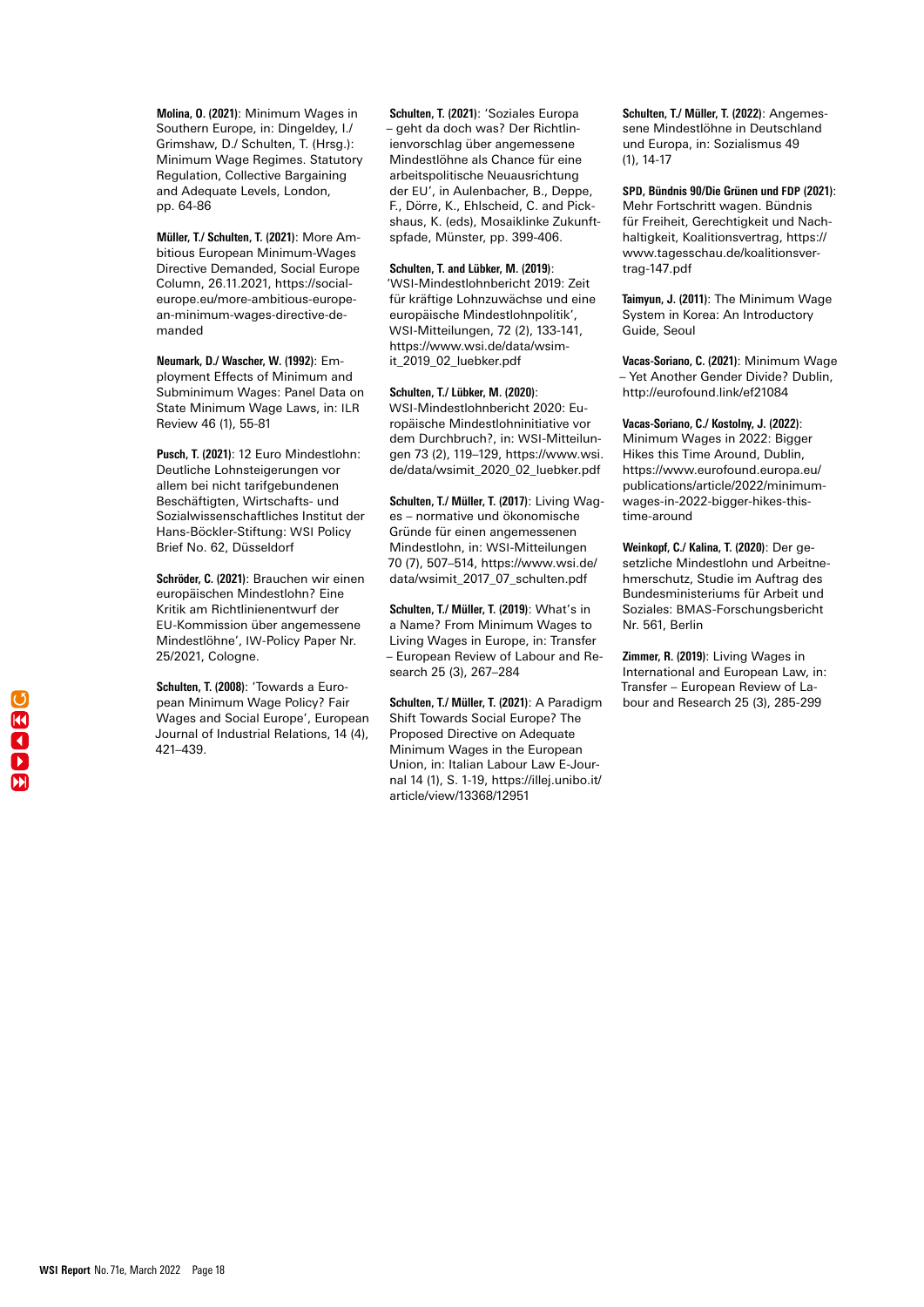**Molina, O. (2021)**: Minimum Wages in Southern Europe, in: Dingeldey, I./ Grimshaw, D./ Schulten, T. (Hrsg.): Minimum Wage Regimes. Statutory Regulation, Collective Bargaining and Adequate Levels, London, pp. 64-86

**Müller, T./ Schulten, T. (2021)**: More Ambitious European Minimum-Wages Directive Demanded, Social Europe Column, 26.11.2021, https://social-europe.eu/more-ambitious-european-minimum-wages-directive-demanded

**Neumark, D./ Wascher, W. (1992)**: Employment Effects of Minimum and Subminimum Wages: Panel Data on State Minimum Wage Laws, in: ILR Review 46 (1), 55-81

**Pusch, T. (2021)**: 12 Euro Mindestlohn: Deutliche Lohnsteigerungen vor allem bei nicht tarifgebundenen Beschäftigten, Wirtschafts- und Sozialwissenschaftliches Institut der Hans-Böckler-Stiftung: WSI Policy Brief No. 62, Düsseldorf

**Schröder, C. (2021)**: Brauchen wir einen europäischen Mindestlohn? Eine Kritik am Richtlinienentwurf der EU-Kommission über angemessene Mindestlöhne', IW-Policy Paper Nr. 25/2021, Cologne.

**Schulten, T. (2008)**: 'Towards a European Minimum Wage Policy? Fair Wages and Social Europe', European Journal of Industrial Relations, 14 (4), 421–439.

**Schulten, T. (2021)**: 'Soziales Europa – geht da doch was? Der Richtlinienvorschlag über angemessene Mindestlöhne als Chance für eine arbeitspolitische Neuausrichtung der EU', in Aulenbacher, B., Deppe, F., Dörre, K., Ehlscheid, C. and Pickshaus, K. (eds), Mosaiklinke Zukunftspfade, Münster, pp. 399-406.

**Schulten, T. and Lübker, M. (2019)**: 'WSI-Mindestlohnbericht 2019: Zeit für kräftige Lohnzuwächse und eine europäische Mindestlohnpolitik', WSI-Mitteilungen, 72 (2), 133-141, https://www.wsi.de/data/wsimit_2019_02_luebker.pdf

**Schulten, T./ Lübker, M. (2020)**: WSI-Mindestlohnbericht 2020: Europäische Mindestlohninitiative vor dem Durchbruch?, in: WSI-Mitteilungen 73 (2), 119–129, https://www.wsi.de/data/wsimit_2020_02_luebker.pdf

**Schulten, T./ Müller, T. (2017)**: Living Wages – normative und ökonomische Gründe für einen angemessenen Mindestlohn, in: WSI-Mitteilungen 70 (7), 507–514, https://www.wsi.de/data/wsimit_2017_07_schulten.pdf

**Schulten, T./ Müller, T. (2019)**: What's in a Name? From Minimum Wages to Living Wages in Europe, in: Transfer – European Review of Labour and Research 25 (3), 267–284

**Schulten, T./ Müller, T. (2021)**: A Paradigm Shift Towards Social Europe? The Proposed Directive on Adequate Minimum Wages in the European Union, in: Italian Labour Law E-Journal 14 (1), S. 1-19, https://illej.unibo.it/article/view/13368/12951

**Schulten, T./ Müller, T. (2022)**: Angemessene Mindestlöhne in Deutschland und Europa, in: Sozialismus 49 (1), 14-17

**SPD, Bündnis 90/Die Grünen und FDP (2021)**: Mehr Fortschritt wagen. Bündnis für Freiheit, Gerechtigkeit und Nachhaltigkeit, Koalitionsvertrag, https://www.tagesschau.de/koalitionsvertrag-147.pdf

**Taimyun, J. (2011)**: The Minimum Wage System in Korea: An Introductory Guide, Seoul

**Vacas-Soriano, C. (2021)**: Minimum Wage – Yet Another Gender Divide? Dublin, http://eurofound.link/ef21084

**Vacas-Soriano, C./ Kostolny, J. (2022)**: Minimum Wages in 2022: Bigger Hikes this Time Around, Dublin, https://www.eurofound.europa.eu/publications/article/2022/minimum-wages-in-2022-bigger-hikes-this-time-around

**Weinkopf, C./ Kalina, T. (2020)**: Der gesetzliche Mindestlohn und Arbeitnehmerschutz, Studie im Auftrag des Bundesministeriums für Arbeit und Soziales: BMAS-Forschungsbericht Nr. 561, Berlin

**Zimmer, R. (2019)**: Living Wages in International and European Law, in: Transfer – European Review of Labour and Research 25 (3), 285-299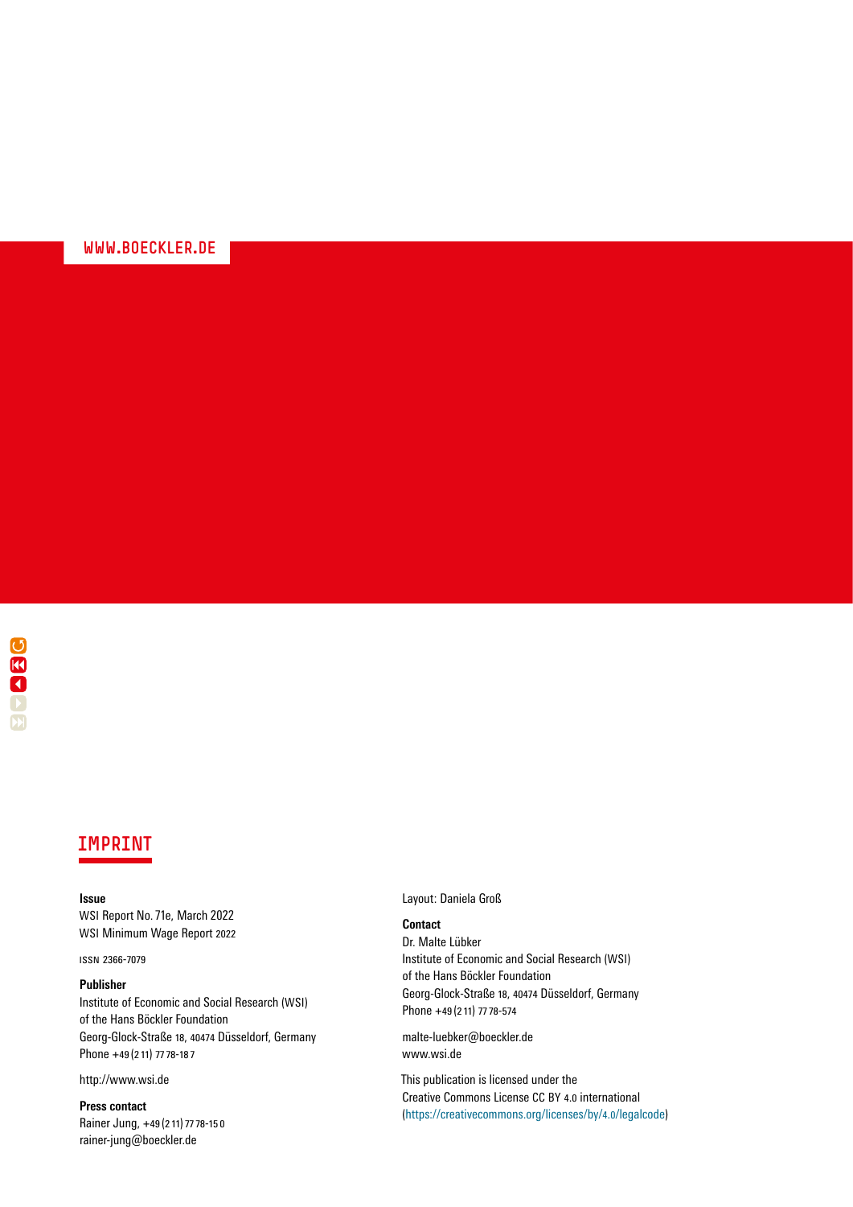WWW.BOECKLER.DE

## IMPRINT

**Issue**
WSI Report No. 71e, March 2022
WSI Minimum Wage Report 2022

ISSN 2366-7079

**Publisher**
Institute of Economic and Social Research (WSI)
of the Hans Böckler Foundation
Georg-Glock-Straße 18, 40474 Düsseldorf, Germany
Phone +49 (2 11) 77 78-18 7

http://www.wsi.de

**Press contact**
Rainer Jung, +49 (2 11) 77 78-15 0
rainer-jung@boeckler.de

Layout: Daniela Groß

**Contact**
Dr. Malte Lübker
Institute of Economic and Social Research (WSI)
of the Hans Böckler Foundation
Georg-Glock-Straße 18, 40474 Düsseldorf, Germany
Phone +49 (2 11) 77 78-574

malte-luebker@boeckler.de
www.wsi.de

This publication is licensed under the
Creative Commons License CC BY 4.0 international
(https://creativecommons.org/licenses/by/4.0/legalcode)